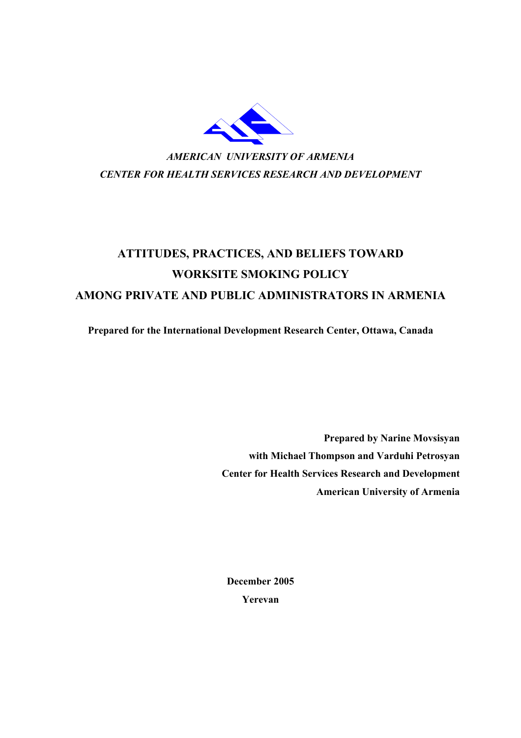*AMERICAN UNIVERSITY OF ARMENIA*

*CENTER FOR HEALTH SERVICES RESEARCH AND DEVELOPMENT*

# ATTITUDES, PRACTICES, AND BELIEFS TOWARD WORKSITE SMOKING POLICY AMONG PRIVATE AND PUBLIC ADMINISTRATORS IN ARMENIA

**Prepared for the International Development Research Center, Ottawa, Canada**

**Prepared by Narine Movsisyan**
**with Michael Thompson and Varduhi Petrosyan**
**Center for Health Services Research and Development**
**American University of Armenia**

**December 2005**
**Yerevan**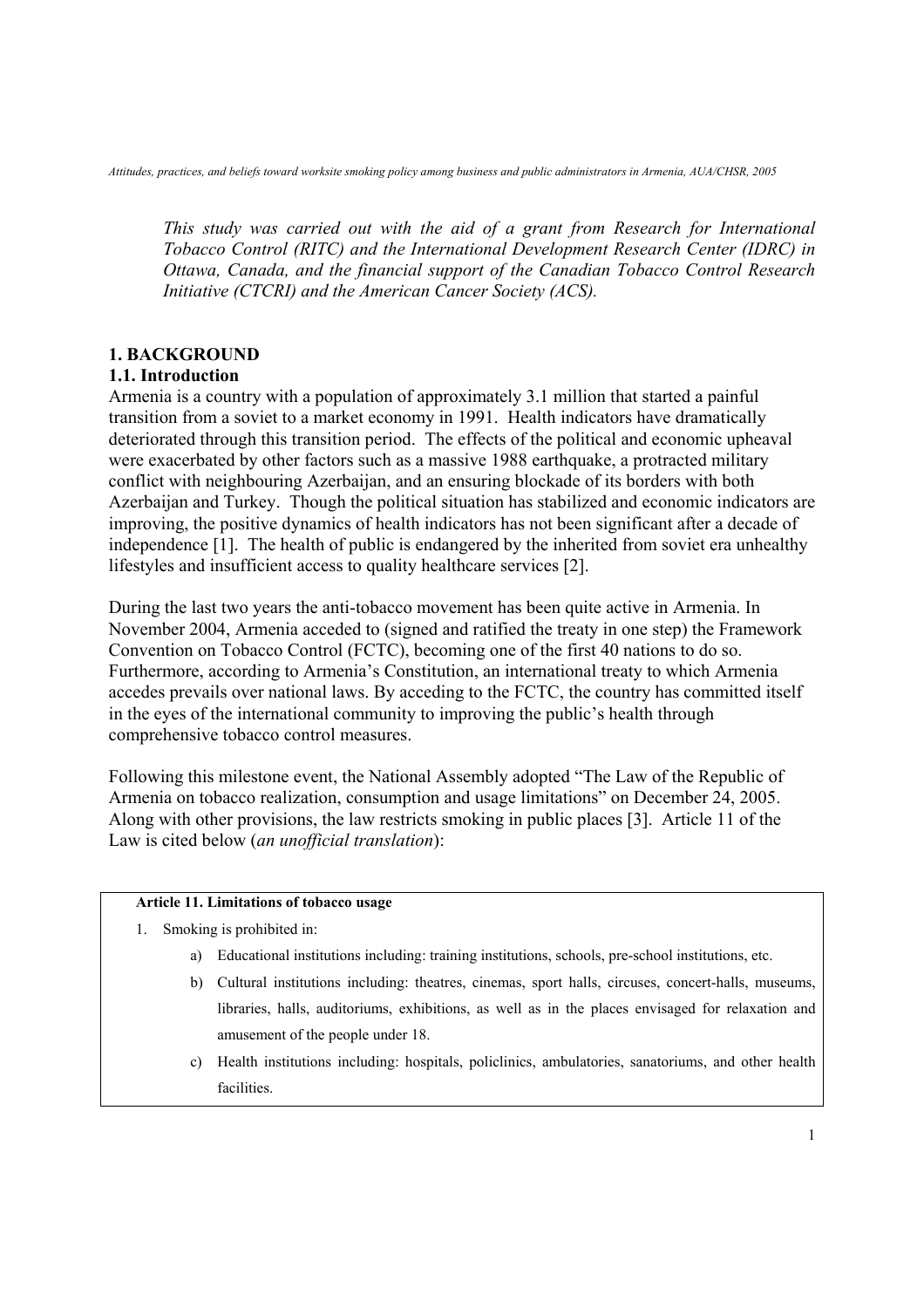*This study was carried out with the aid of a grant from Research for International Tobacco Control (RITC) and the International Development Research Center (IDRC) in Ottawa, Canada, and the financial support of the Canadian Tobacco Control Research Initiative (CTCRI) and the American Cancer Society (ACS).*

# 1. BACKGROUND

## 1.1. Introduction

Armenia is a country with a population of approximately 3.1 million that started a painful transition from a soviet to a market economy in 1991. Health indicators have dramatically deteriorated through this transition period. The effects of the political and economic upheaval were exacerbated by other factors such as a massive 1988 earthquake, a protracted military conflict with neighbouring Azerbaijan, and an ensuring blockade of its borders with both Azerbaijan and Turkey. Though the political situation has stabilized and economic indicators are improving, the positive dynamics of health indicators has not been significant after a decade of independence [1]. The health of public is endangered by the inherited from soviet era unhealthy lifestyles and insufficient access to quality healthcare services [2].

During the last two years the anti-tobacco movement has been quite active in Armenia. In November 2004, Armenia acceded to (signed and ratified the treaty in one step) the Framework Convention on Tobacco Control (FCTC), becoming one of the first 40 nations to do so. Furthermore, according to Armenia's Constitution, an international treaty to which Armenia accedes prevails over national laws. By acceding to the FCTC, the country has committed itself in the eyes of the international community to improving the public's health through comprehensive tobacco control measures.

Following this milestone event, the National Assembly adopted "The Law of the Republic of Armenia on tobacco realization, consumption and usage limitations" on December 24, 2005. Along with other provisions, the law restricts smoking in public places [3]. Article 11 of the Law is cited below (*an unofficial translation*):

**Article 11. Limitations of tobacco usage**

1. Smoking is prohibited in:
    a) Educational institutions including: training institutions, schools, pre-school institutions, etc.
    b) Cultural institutions including: theatres, cinemas, sport halls, circuses, concert-halls, museums, libraries, halls, auditoriums, exhibitions, as well as in the places envisaged for relaxation and amusement of the people under 18.
    c) Health institutions including: hospitals, policlinics, ambulatories, sanatoriums, and other health facilities.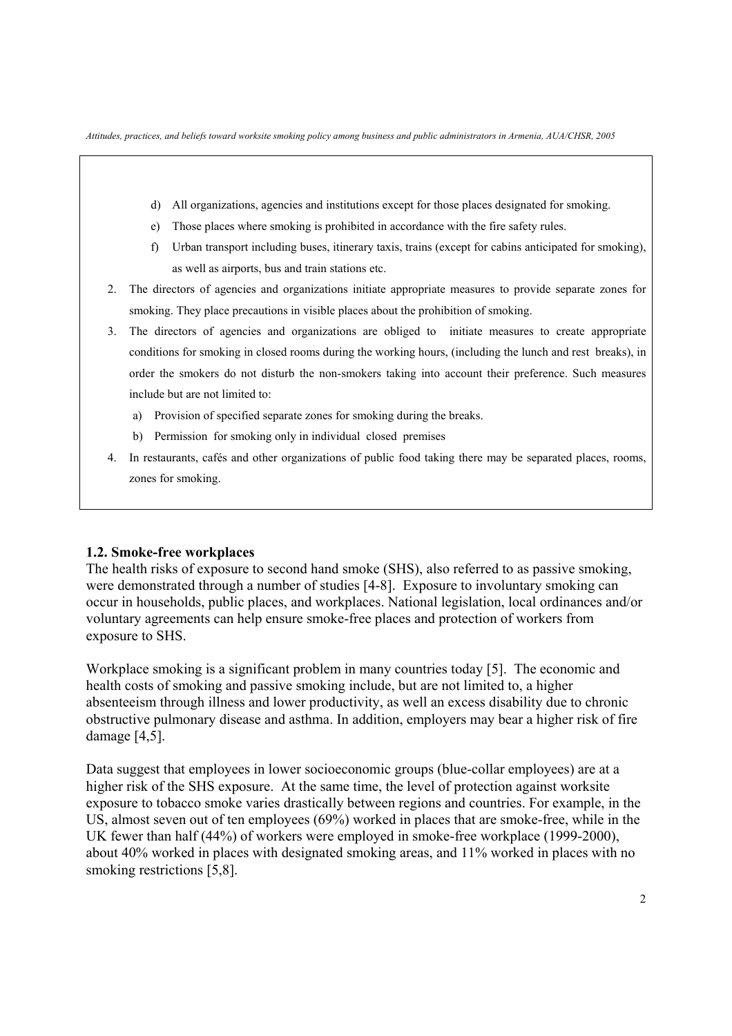d) All organizations, agencies and institutions except for those places designated for smoking.

e) Those places where smoking is prohibited in accordance with the fire safety rules.

f) Urban transport including buses, itinerary taxis, trains (except for cabins anticipated for smoking), as well as airports, bus and train stations etc.

2. The directors of agencies and organizations initiate appropriate measures to provide separate zones for smoking. They place precautions in visible places about the prohibition of smoking.
3. The directors of agencies and organizations are obliged to initiate measures to create appropriate conditions for smoking in closed rooms during the working hours, (including the lunch and rest breaks), in order the smokers do not disturb the non-smokers taking into account their preference. Such measures include but are not limited to:
   a) Provision of specified separate zones for smoking during the breaks.
   b) Permission for smoking only in individual closed premises
4. In restaurants, cafés and other organizations of public food taking there may be separated places, rooms, zones for smoking.

### 1.2. Smoke-free workplaces

The health risks of exposure to second hand smoke (SHS), also referred to as passive smoking, were demonstrated through a number of studies [4-8]. Exposure to involuntary smoking can occur in households, public places, and workplaces. National legislation, local ordinances and/or voluntary agreements can help ensure smoke-free places and protection of workers from exposure to SHS.

Workplace smoking is a significant problem in many countries today [5]. The economic and health costs of smoking and passive smoking include, but are not limited to, a higher absenteeism through illness and lower productivity, as well an excess disability due to chronic obstructive pulmonary disease and asthma. In addition, employers may bear a higher risk of fire damage [4,5].

Data suggest that employees in lower socioeconomic groups (blue-collar employees) are at a higher risk of the SHS exposure. At the same time, the level of protection against worksite exposure to tobacco smoke varies drastically between regions and countries. For example, in the US, almost seven out of ten employees (69%) worked in places that are smoke-free, while in the UK fewer than half (44%) of workers were employed in smoke-free workplace (1999-2000), about 40% worked in places with designated smoking areas, and 11% worked in places with no smoking restrictions [5,8].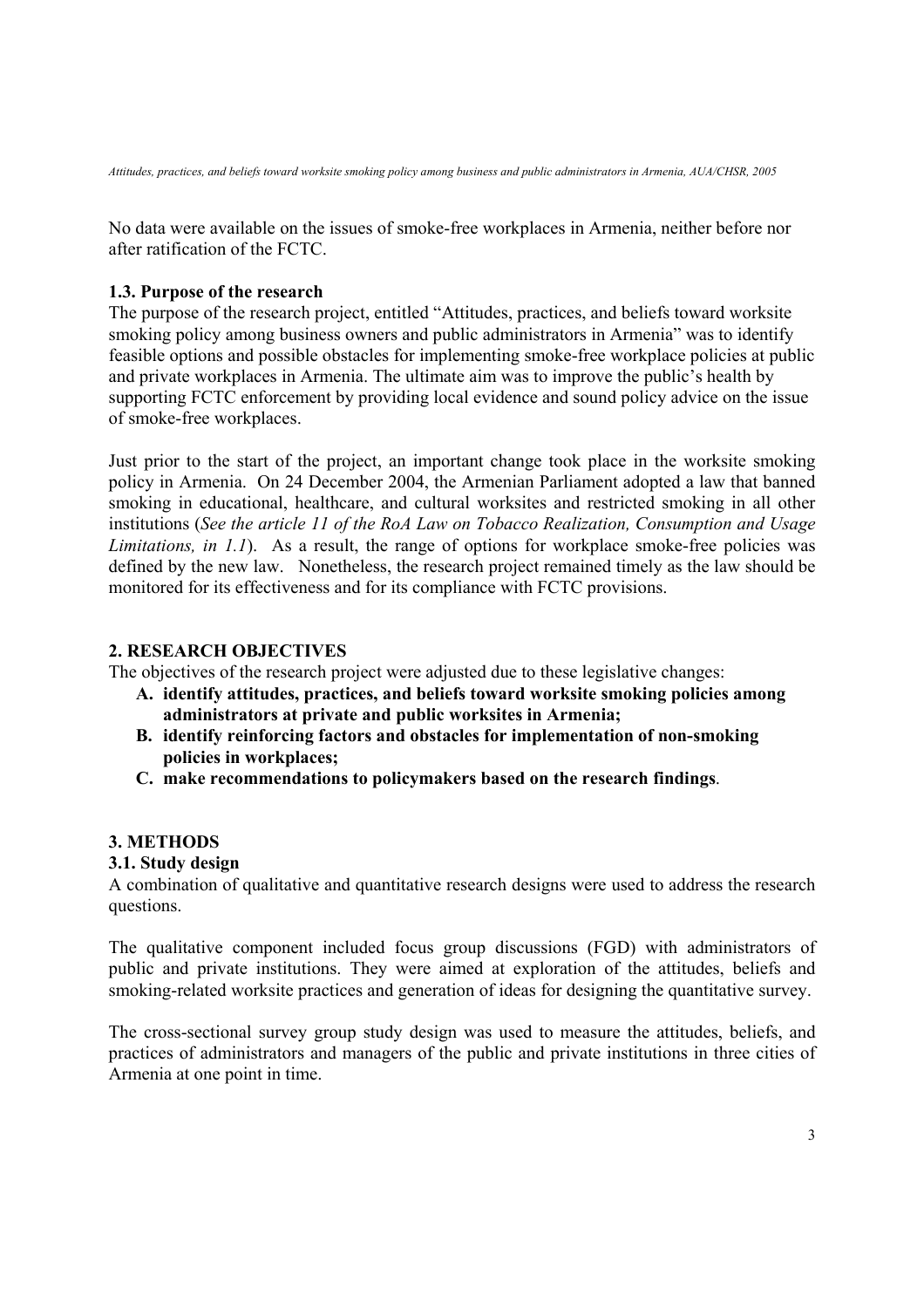No data were available on the issues of smoke-free workplaces in Armenia, neither before nor after ratification of the FCTC.

### 1.3. Purpose of the research

The purpose of the research project, entitled "Attitudes, practices, and beliefs toward worksite smoking policy among business owners and public administrators in Armenia" was to identify feasible options and possible obstacles for implementing smoke-free workplace policies at public and private workplaces in Armenia. The ultimate aim was to improve the public's health by supporting FCTC enforcement by providing local evidence and sound policy advice on the issue of smoke-free workplaces.

Just prior to the start of the project, an important change took place in the worksite smoking policy in Armenia. On 24 December 2004, the Armenian Parliament adopted a law that banned smoking in educational, healthcare, and cultural worksites and restricted smoking in all other institutions (*See the article 11 of the RoA Law on Tobacco Realization, Consumption and Usage Limitations, in 1.1*). As a result, the range of options for workplace smoke-free policies was defined by the new law. Nonetheless, the research project remained timely as the law should be monitored for its effectiveness and for its compliance with FCTC provisions.

## 2. RESEARCH OBJECTIVES

The objectives of the research project were adjusted due to these legislative changes:

- **A. identify attitudes, practices, and beliefs toward worksite smoking policies among administrators at private and public worksites in Armenia;**
- **B. identify reinforcing factors and obstacles for implementation of non-smoking policies in workplaces;**
- **C. make recommendations to policymakers based on the research findings**.

## 3. METHODS

### 3.1. Study design

A combination of qualitative and quantitative research designs were used to address the research questions.

The qualitative component included focus group discussions (FGD) with administrators of public and private institutions. They were aimed at exploration of the attitudes, beliefs and smoking-related worksite practices and generation of ideas for designing the quantitative survey.

The cross-sectional survey group study design was used to measure the attitudes, beliefs, and practices of administrators and managers of the public and private institutions in three cities of Armenia at one point in time.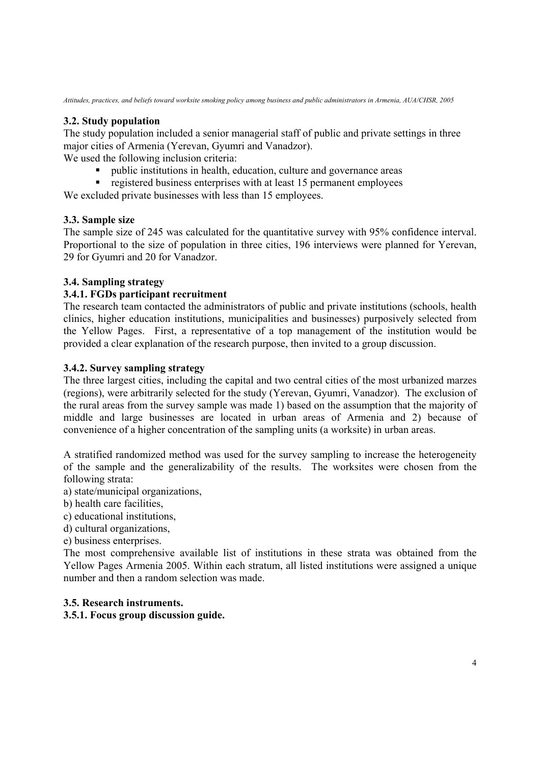### 3.2. Study population

The study population included a senior managerial staff of public and private settings in three major cities of Armenia (Yerevan, Gyumri and Vanadzor).

We used the following inclusion criteria:

- public institutions in health, education, culture and governance areas
- registered business enterprises with at least 15 permanent employees

We excluded private businesses with less than 15 employees.

### 3.3. Sample size

The sample size of 245 was calculated for the quantitative survey with 95% confidence interval. Proportional to the size of population in three cities, 196 interviews were planned for Yerevan, 29 for Gyumri and 20 for Vanadzor.

### 3.4. Sampling strategy

#### 3.4.1. FGDs participant recruitment

The research team contacted the administrators of public and private institutions (schools, health clinics, higher education institutions, municipalities and businesses) purposively selected from the Yellow Pages. First, a representative of a top management of the institution would be provided a clear explanation of the research purpose, then invited to a group discussion.

#### 3.4.2. Survey sampling strategy

The three largest cities, including the capital and two central cities of the most urbanized marzes (regions), were arbitrarily selected for the study (Yerevan, Gyumri, Vanadzor). The exclusion of the rural areas from the survey sample was made 1) based on the assumption that the majority of middle and large businesses are located in urban areas of Armenia and 2) because of convenience of a higher concentration of the sampling units (a worksite) in urban areas.

A stratified randomized method was used for the survey sampling to increase the heterogeneity of the sample and the generalizability of the results. The worksites were chosen from the following strata:

a) state/municipal organizations,
b) health care facilities,
c) educational institutions,
d) cultural organizations,
e) business enterprises.

The most comprehensive available list of institutions in these strata was obtained from the Yellow Pages Armenia 2005. Within each stratum, all listed institutions were assigned a unique number and then a random selection was made.

### 3.5. Research instruments.

#### 3.5.1. Focus group discussion guide.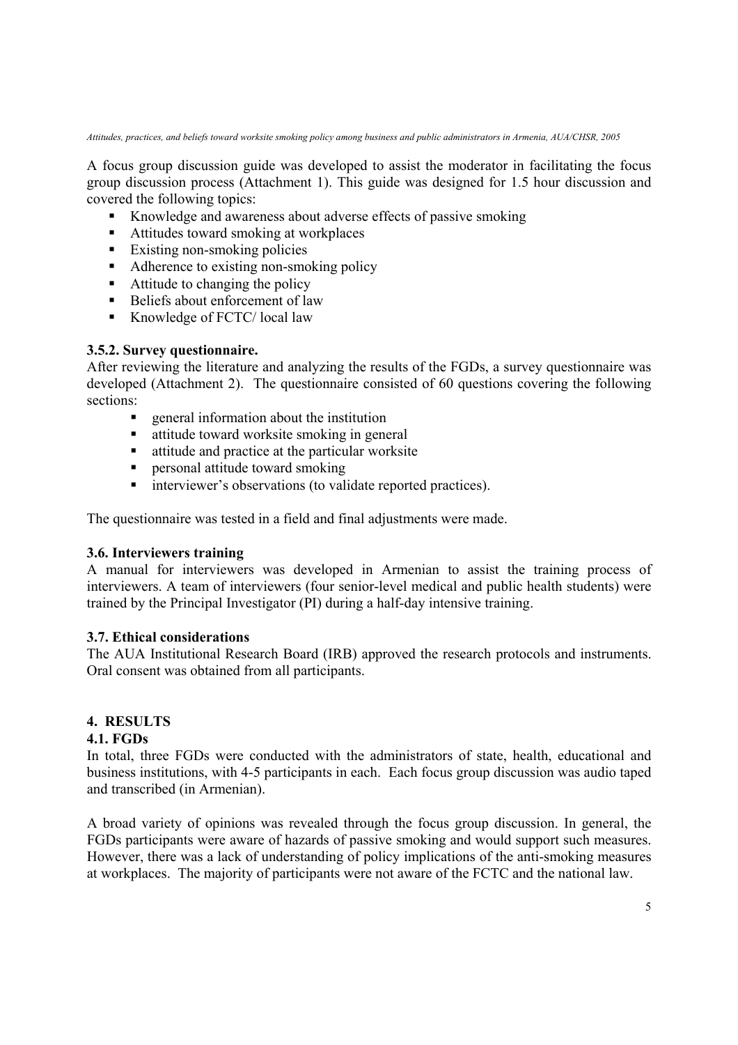A focus group discussion guide was developed to assist the moderator in facilitating the focus group discussion process (Attachment 1). This guide was designed for 1.5 hour discussion and covered the following topics:

- Knowledge and awareness about adverse effects of passive smoking
- Attitudes toward smoking at workplaces
- Existing non-smoking policies
- Adherence to existing non-smoking policy
- Attitude to changing the policy
- Beliefs about enforcement of law
- Knowledge of FCTC/ local law

### 3.5.2. Survey questionnaire.

After reviewing the literature and analyzing the results of the FGDs, a survey questionnaire was developed (Attachment 2). The questionnaire consisted of 60 questions covering the following sections:

- general information about the institution
- attitude toward worksite smoking in general
- attitude and practice at the particular worksite
- personal attitude toward smoking
- interviewer's observations (to validate reported practices).

The questionnaire was tested in a field and final adjustments were made.

### 3.6. Interviewers training

A manual for interviewers was developed in Armenian to assist the training process of interviewers. A team of interviewers (four senior-level medical and public health students) were trained by the Principal Investigator (PI) during a half-day intensive training.

### 3.7. Ethical considerations

The AUA Institutional Research Board (IRB) approved the research protocols and instruments. Oral consent was obtained from all participants.

## 4. RESULTS

### 4.1. FGDs

In total, three FGDs were conducted with the administrators of state, health, educational and business institutions, with 4-5 participants in each. Each focus group discussion was audio taped and transcribed (in Armenian).

A broad variety of opinions was revealed through the focus group discussion. In general, the FGDs participants were aware of hazards of passive smoking and would support such measures. However, there was a lack of understanding of policy implications of the anti-smoking measures at workplaces. The majority of participants were not aware of the FCTC and the national law.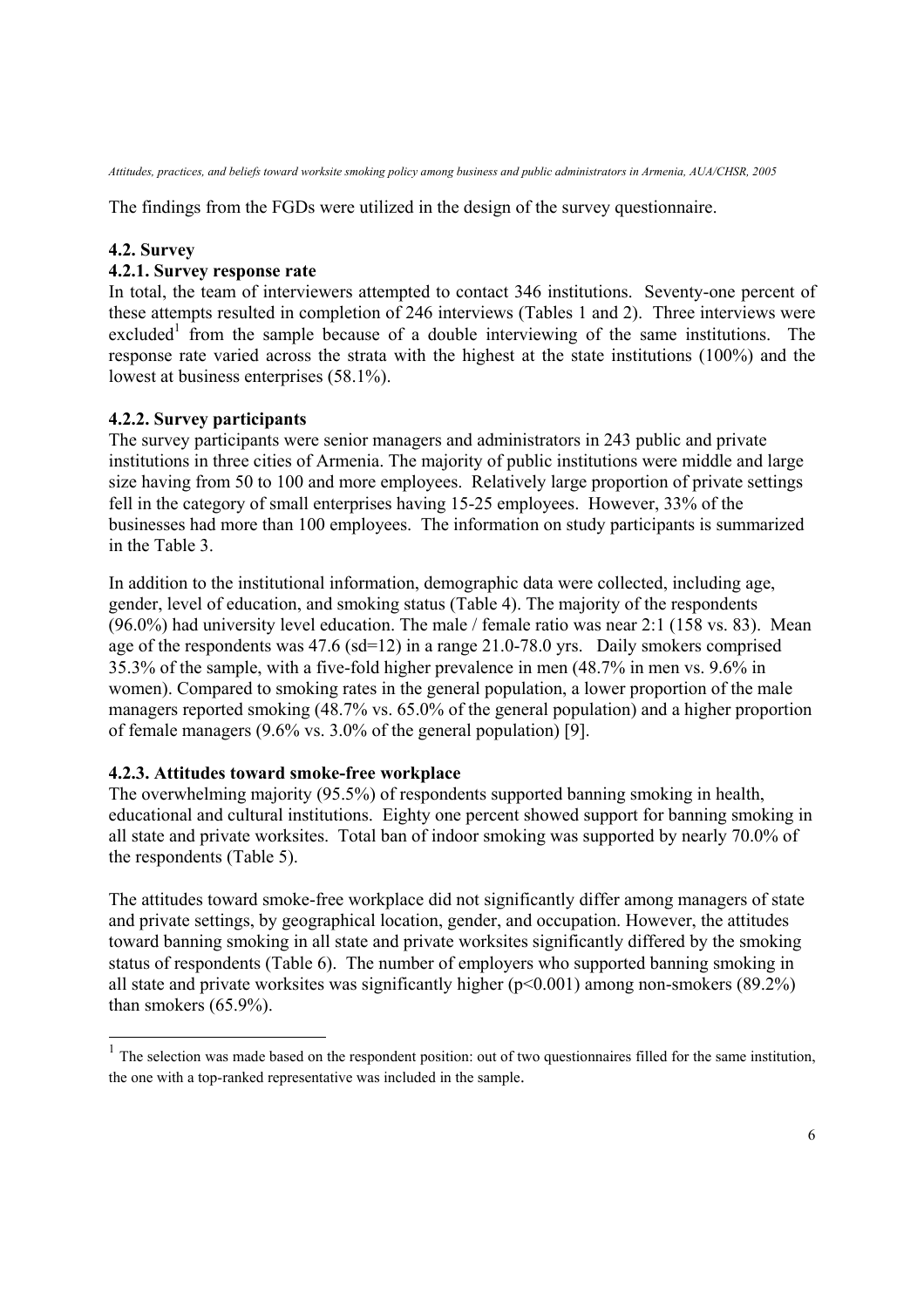The findings from the FGDs were utilized in the design of the survey questionnaire.

### 4.2. Survey

#### 4.2.1. Survey response rate

In total, the team of interviewers attempted to contact 346 institutions. Seventy-one percent of these attempts resulted in completion of 246 interviews (Tables 1 and 2). Three interviews were excluded[1] from the sample because of a double interviewing of the same institutions. The response rate varied across the strata with the highest at the state institutions (100%) and the lowest at business enterprises (58.1%).

#### 4.2.2. Survey participants

The survey participants were senior managers and administrators in 243 public and private institutions in three cities of Armenia. The majority of public institutions were middle and large size having from 50 to 100 and more employees. Relatively large proportion of private settings fell in the category of small enterprises having 15-25 employees. However, 33% of the businesses had more than 100 employees. The information on study participants is summarized in the Table 3.

In addition to the institutional information, demographic data were collected, including age, gender, level of education, and smoking status (Table 4). The majority of the respondents (96.0%) had university level education. The male / female ratio was near 2:1 (158 vs. 83). Mean age of the respondents was 47.6 (sd=12) in a range 21.0-78.0 yrs. Daily smokers comprised 35.3% of the sample, with a five-fold higher prevalence in men (48.7% in men vs. 9.6% in women). Compared to smoking rates in the general population, a lower proportion of the male managers reported smoking (48.7% vs. 65.0% of the general population) and a higher proportion of female managers (9.6% vs. 3.0% of the general population) [9].

#### 4.2.3. Attitudes toward smoke-free workplace

The overwhelming majority (95.5%) of respondents supported banning smoking in health, educational and cultural institutions. Eighty one percent showed support for banning smoking in all state and private worksites. Total ban of indoor smoking was supported by nearly 70.0% of the respondents (Table 5).

The attitudes toward smoke-free workplace did not significantly differ among managers of state and private settings, by geographical location, gender, and occupation. However, the attitudes toward banning smoking in all state and private worksites significantly differed by the smoking status of respondents (Table 6). The number of employers who supported banning smoking in all state and private worksites was significantly higher ($p<0.001$) among non-smokers (89.2%) than smokers (65.9%).

---

[1] The selection was made based on the respondent position: out of two questionnaires filled for the same institution, the one with a top-ranked representative was included in the sample.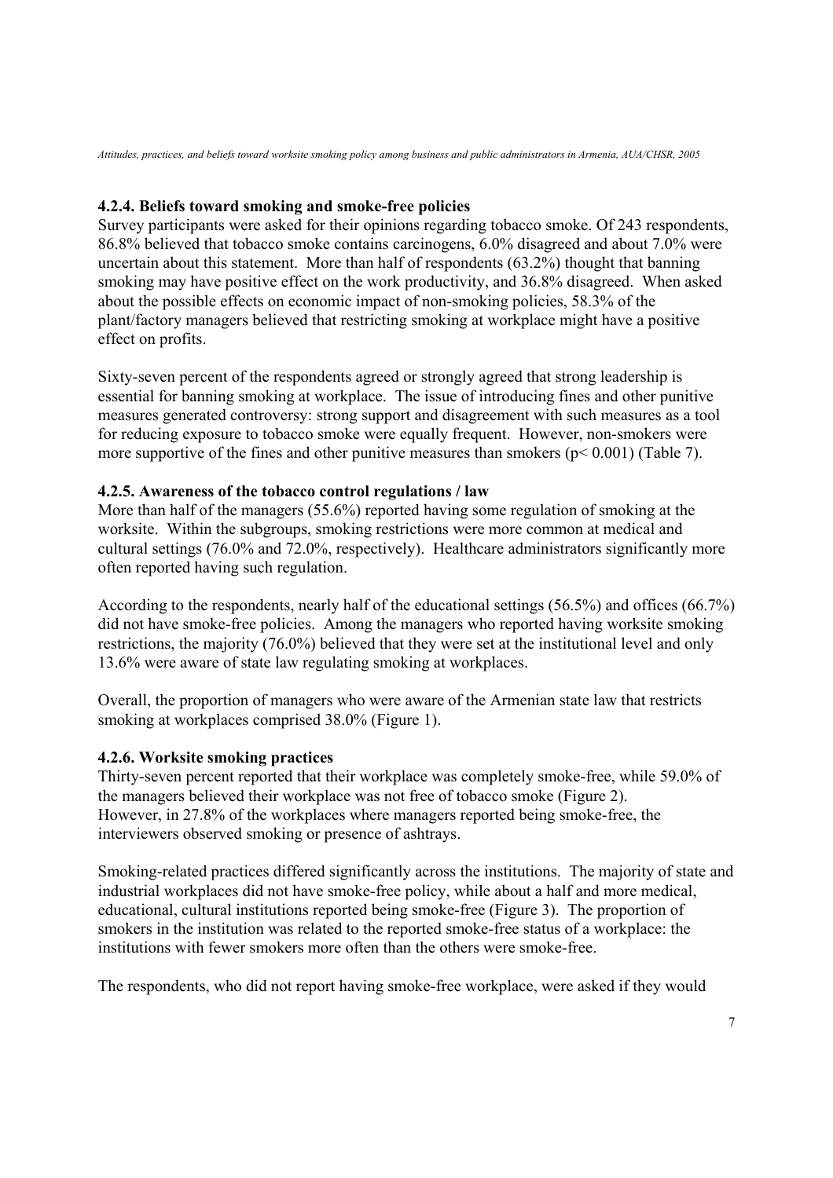### 4.2.4. Beliefs toward smoking and smoke-free policies

Survey participants were asked for their opinions regarding tobacco smoke. Of 243 respondents, 86.8% believed that tobacco smoke contains carcinogens, 6.0% disagreed and about 7.0% were uncertain about this statement. More than half of respondents (63.2%) thought that banning smoking may have positive effect on the work productivity, and 36.8% disagreed. When asked about the possible effects on economic impact of non-smoking policies, 58.3% of the plant/factory managers believed that restricting smoking at workplace might have a positive effect on profits.

Sixty-seven percent of the respondents agreed or strongly agreed that strong leadership is essential for banning smoking at workplace. The issue of introducing fines and other punitive measures generated controversy: strong support and disagreement with such measures as a tool for reducing exposure to tobacco smoke were equally frequent. However, non-smokers were more supportive of the fines and other punitive measures than smokers ($p < 0.001$) (Table 7).

### 4.2.5. Awareness of the tobacco control regulations / law

More than half of the managers (55.6%) reported having some regulation of smoking at the worksite. Within the subgroups, smoking restrictions were more common at medical and cultural settings (76.0% and 72.0%, respectively). Healthcare administrators significantly more often reported having such regulation.

According to the respondents, nearly half of the educational settings (56.5%) and offices (66.7%) did not have smoke-free policies. Among the managers who reported having worksite smoking restrictions, the majority (76.0%) believed that they were set at the institutional level and only 13.6% were aware of state law regulating smoking at workplaces.

Overall, the proportion of managers who were aware of the Armenian state law that restricts smoking at workplaces comprised 38.0% (Figure 1).

### 4.2.6. Worksite smoking practices

Thirty-seven percent reported that their workplace was completely smoke-free, while 59.0% of the managers believed their workplace was not free of tobacco smoke (Figure 2). However, in 27.8% of the workplaces where managers reported being smoke-free, the interviewers observed smoking or presence of ashtrays.

Smoking-related practices differed significantly across the institutions. The majority of state and industrial workplaces did not have smoke-free policy, while about a half and more medical, educational, cultural institutions reported being smoke-free (Figure 3). The proportion of smokers in the institution was related to the reported smoke-free status of a workplace: the institutions with fewer smokers more often than the others were smoke-free.

The respondents, who did not report having smoke-free workplace, were asked if they would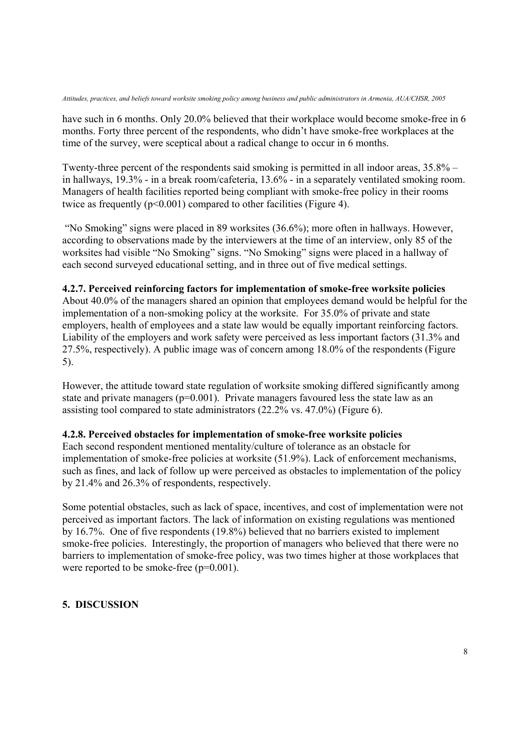have such in 6 months. Only 20.0% believed that their workplace would become smoke-free in 6 months. Forty three percent of the respondents, who didn't have smoke-free workplaces at the time of the survey, were sceptical about a radical change to occur in 6 months.

Twenty-three percent of the respondents said smoking is permitted in all indoor areas, 35.8% – in hallways, 19.3% - in a break room/cafeteria, 13.6% - in a separately ventilated smoking room. Managers of health facilities reported being compliant with smoke-free policy in their rooms twice as frequently ($p<0.001$) compared to other facilities (Figure 4).

"No Smoking" signs were placed in 89 worksites (36.6%); more often in hallways. However, according to observations made by the interviewers at the time of an interview, only 85 of the worksites had visible "No Smoking" signs. "No Smoking" signs were placed in a hallway of each second surveyed educational setting, and in three out of five medical settings.

#### 4.2.7. Perceived reinforcing factors for implementation of smoke-free worksite policies

About 40.0% of the managers shared an opinion that employees demand would be helpful for the implementation of a non-smoking policy at the worksite. For 35.0% of private and state employers, health of employees and a state law would be equally important reinforcing factors. Liability of the employers and work safety were perceived as less important factors (31.3% and 27.5%, respectively). A public image was of concern among 18.0% of the respondents (Figure 5).

However, the attitude toward state regulation of worksite smoking differed significantly among state and private managers ($p=0.001$). Private managers favoured less the state law as an assisting tool compared to state administrators (22.2% vs. 47.0%) (Figure 6).

#### 4.2.8. Perceived obstacles for implementation of smoke-free worksite policies

Each second respondent mentioned mentality/culture of tolerance as an obstacle for implementation of smoke-free policies at worksite (51.9%). Lack of enforcement mechanisms, such as fines, and lack of follow up were perceived as obstacles to implementation of the policy by 21.4% and 26.3% of respondents, respectively.

Some potential obstacles, such as lack of space, incentives, and cost of implementation were not perceived as important factors. The lack of information on existing regulations was mentioned by 16.7%. One of five respondents (19.8%) believed that no barriers existed to implement smoke-free policies. Interestingly, the proportion of managers who believed that there were no barriers to implementation of smoke-free policy, was two times higher at those workplaces that were reported to be smoke-free ($p=0.001$).

## 5. DISCUSSION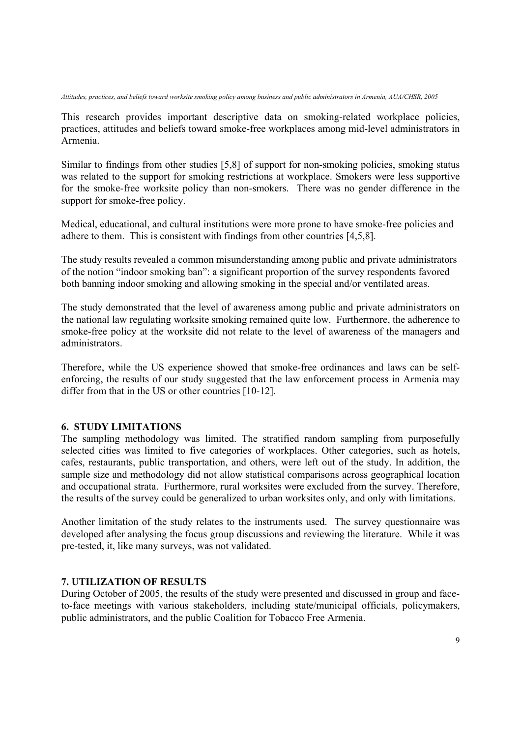This research provides important descriptive data on smoking-related workplace policies, practices, attitudes and beliefs toward smoke-free workplaces among mid-level administrators in Armenia.

Similar to findings from other studies [5,8] of support for non-smoking policies, smoking status was related to the support for smoking restrictions at workplace. Smokers were less supportive for the smoke-free worksite policy than non-smokers. There was no gender difference in the support for smoke-free policy.

Medical, educational, and cultural institutions were more prone to have smoke-free policies and adhere to them. This is consistent with findings from other countries [4,5,8].

The study results revealed a common misunderstanding among public and private administrators of the notion "indoor smoking ban": a significant proportion of the survey respondents favored both banning indoor smoking and allowing smoking in the special and/or ventilated areas.

The study demonstrated that the level of awareness among public and private administrators on the national law regulating worksite smoking remained quite low. Furthermore, the adherence to smoke-free policy at the worksite did not relate to the level of awareness of the managers and administrators.

Therefore, while the US experience showed that smoke-free ordinances and laws can be self-enforcing, the results of our study suggested that the law enforcement process in Armenia may differ from that in the US or other countries [10-12].

## 6. STUDY LIMITATIONS

The sampling methodology was limited. The stratified random sampling from purposefully selected cities was limited to five categories of workplaces. Other categories, such as hotels, cafes, restaurants, public transportation, and others, were left out of the study. In addition, the sample size and methodology did not allow statistical comparisons across geographical location and occupational strata. Furthermore, rural worksites were excluded from the survey. Therefore, the results of the survey could be generalized to urban worksites only, and only with limitations.

Another limitation of the study relates to the instruments used. The survey questionnaire was developed after analysing the focus group discussions and reviewing the literature. While it was pre-tested, it, like many surveys, was not validated.

## 7. UTILIZATION OF RESULTS

During October of 2005, the results of the study were presented and discussed in group and face-to-face meetings with various stakeholders, including state/municipal officials, policymakers, public administrators, and the public Coalition for Tobacco Free Armenia.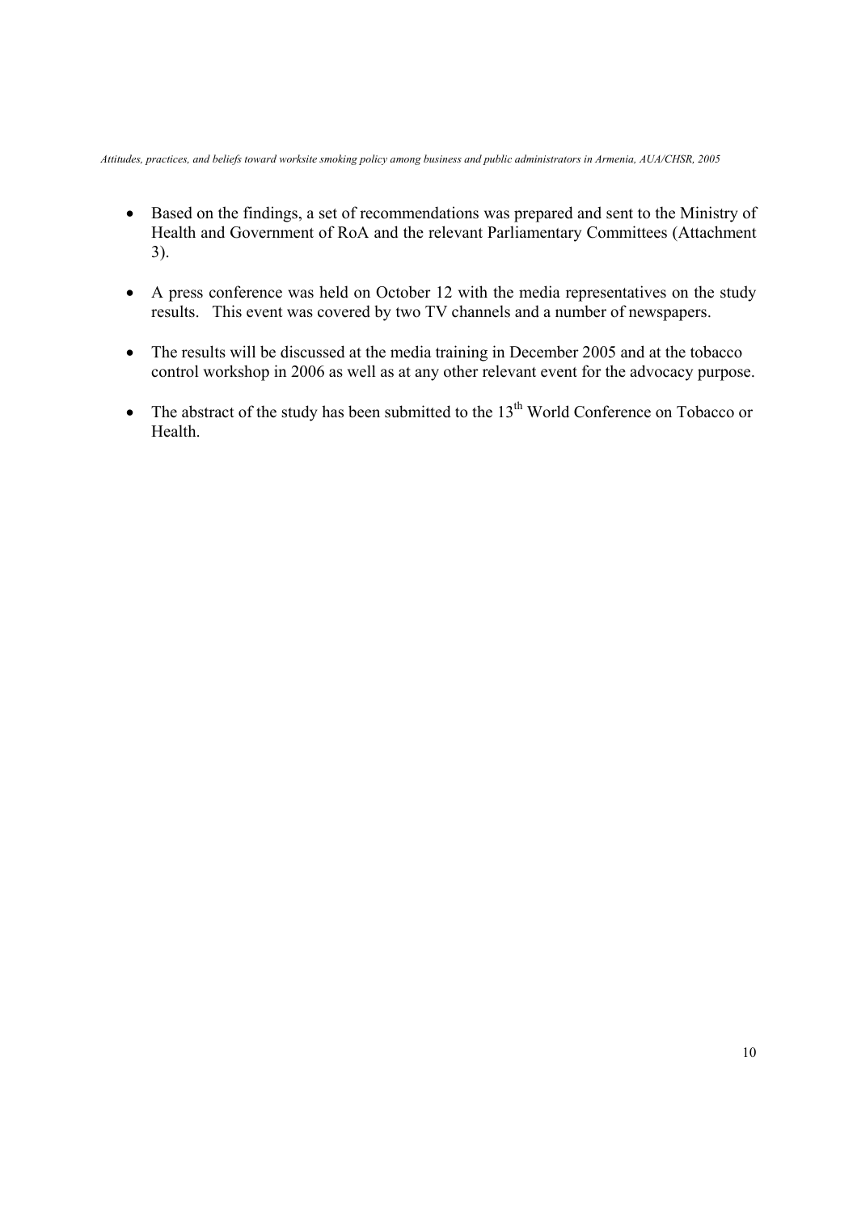- Based on the findings, a set of recommendations was prepared and sent to the Ministry of Health and Government of RoA and the relevant Parliamentary Committees (Attachment 3).
- A press conference was held on October 12 with the media representatives on the study results. This event was covered by two TV channels and a number of newspapers.
- The results will be discussed at the media training in December 2005 and at the tobacco control workshop in 2006 as well as at any other relevant event for the advocacy purpose.
- The abstract of the study has been submitted to the 13th World Conference on Tobacco or Health.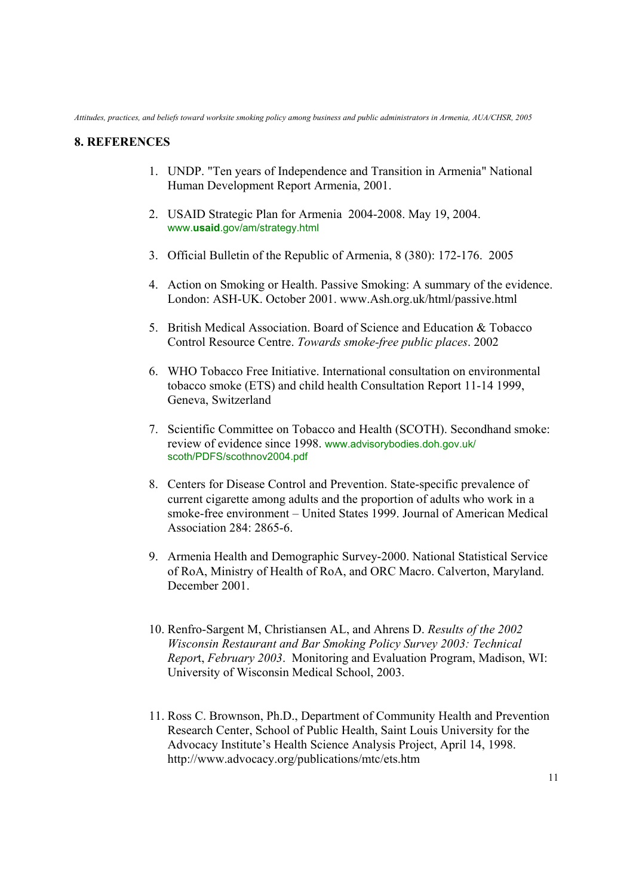## 8. REFERENCES

1. UNDP. "Ten years of Independence and Transition in Armenia" National Human Development Report Armenia, 2001.

2. USAID Strategic Plan for Armenia 2004-2008. May 19, 2004. www.**usaid**.gov/am/strategy.html

3. Official Bulletin of the Republic of Armenia, 8 (380): 172-176. 2005

4. Action on Smoking or Health. Passive Smoking: A summary of the evidence. London: ASH-UK. October 2001. www.Ash.org.uk/html/passive.html

5. British Medical Association. Board of Science and Education & Tobacco Control Resource Centre. *Towards smoke-free public places*. 2002

6. WHO Tobacco Free Initiative. International consultation on environmental tobacco smoke (ETS) and child health Consultation Report 11-14 1999, Geneva, Switzerland

7. Scientific Committee on Tobacco and Health (SCOTH). Secondhand smoke: review of evidence since 1998. www.advisorybodies.doh.gov.uk/scoth/PDFS/scothnov2004.pdf

8. Centers for Disease Control and Prevention. State-specific prevalence of current cigarette among adults and the proportion of adults who work in a smoke-free environment – United States 1999. Journal of American Medical Association 284: 2865-6.

9. Armenia Health and Demographic Survey-2000. National Statistical Service of RoA, Ministry of Health of RoA, and ORC Macro. Calverton, Maryland. December 2001.

10. Renfro-Sargent M, Christiansen AL, and Ahrens D. *Results of the 2002 Wisconsin Restaurant and Bar Smoking Policy Survey 2003: Technical Repor*t, *February 2003*. Monitoring and Evaluation Program, Madison, WI: University of Wisconsin Medical School, 2003.

11. Ross C. Brownson, Ph.D., Department of Community Health and Prevention Research Center, School of Public Health, Saint Louis University for the Advocacy Institute's Health Science Analysis Project, April 14, 1998. http://www.advocacy.org/publications/mtc/ets.htm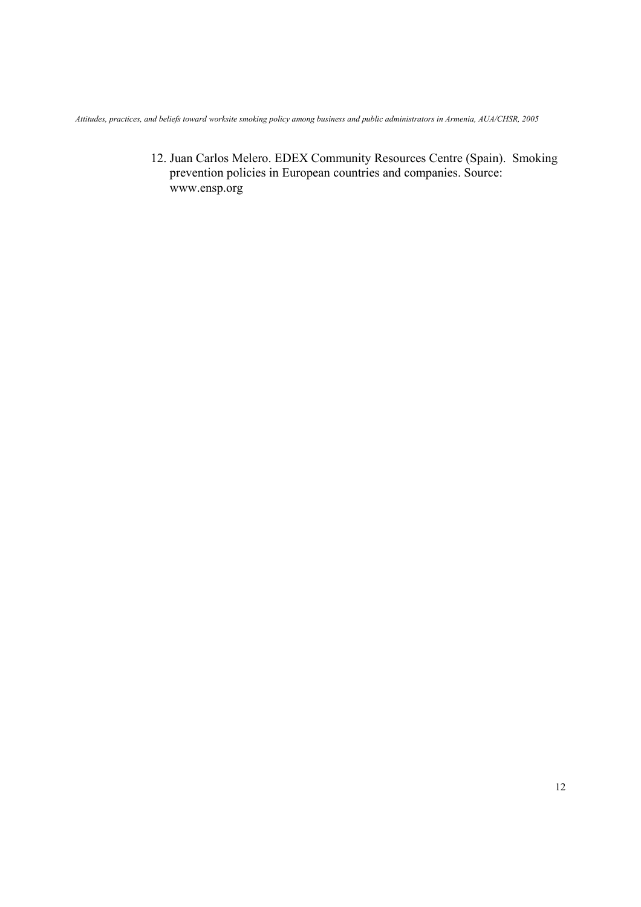12. Juan Carlos Melero. EDEX Community Resources Centre (Spain). Smoking prevention policies in European countries and companies. Source: www.ensp.org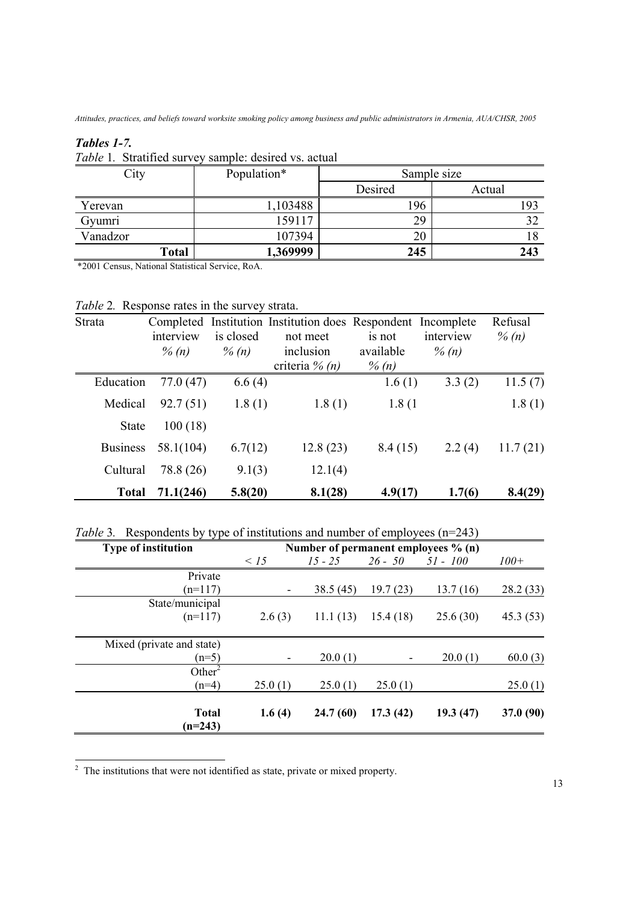### *Tables 1-7.*

*Table* 1. Stratified survey sample: desired vs. actual

| City | Population* | Sample size | |
|---|---|---|---|
| | | Desired | Actual |
| Yerevan | 1,103488 | 196 | 193 |
| Gyumri | 159117 | 29 | 32 |
| Vanadzor | 107394 | 20 | 18 |
| **Total** | **1,369999** | **245** | **243** |

*2001 Census, National Statistical Service, RoA.

*Table* 2*.* Response rates in the survey strata.

| Strata | Completed interview *% (n)* | Institution is closed *% (n)* | Institution does not meet inclusion criteria *% (n)* | Respondent is not available *% (n)* | Incomplete interview *% (n)* | Refusal *% (n)* |
|---|---|---|---|---|---|---|
| Education | 77.0 (47) | 6.6 (4) | | 1.6 (1) | 3.3 (2) | 11.5 (7) |
| Medical | 92.7 (51) | 1.8 (1) | 1.8 (1) | 1.8 (1 | | 1.8 (1) |
| State | 100 (18) | | | | | |
| Business | 58.1(104) | 6.7(12) | 12.8 (23) | 8.4 (15) | 2.2 (4) | 11.7 (21) |
| Cultural | 78.8 (26) | 9.1(3) | 12.1(4) | | | |
| **Total** | **71.1(246)** | **5.8(20)** | **8.1(28)** | **4.9(17)** | **1.7(6)** | **8.4(29)** |

*Table* 3*.* Respondents by type of institutions and number of employees (n=243)

| **Type of institution** | **Number of permanent employees % (n)** | | | | |
|---|---|---|---|---|---|
| | *< 15* | *15 - 25* | *26 - 50* | *51 - 100* | *100+* |
| Private (n=117) | - | 38.5 (45) | 19.7 (23) | 13.7 (16) | 28.2 (33) |
| State/municipal (n=117) | 2.6 (3) | 11.1 (13) | 15.4 (18) | 25.6 (30) | 45.3 (53) |
| Mixed (private and state) (n=5) | - | 20.0 (1) | - | 20.0 (1) | 60.0 (3) |
| Other[2] (n=4) | 25.0 (1) | 25.0 (1) | 25.0 (1) | | 25.0 (1) |
| **Total (n=243)** | **1.6 (4)** | **24.7 (60)** | **17.3 (42)** | **19.3 (47)** | **37.0 (90)** |

[2] The institutions that were not identified as state, private or mixed property.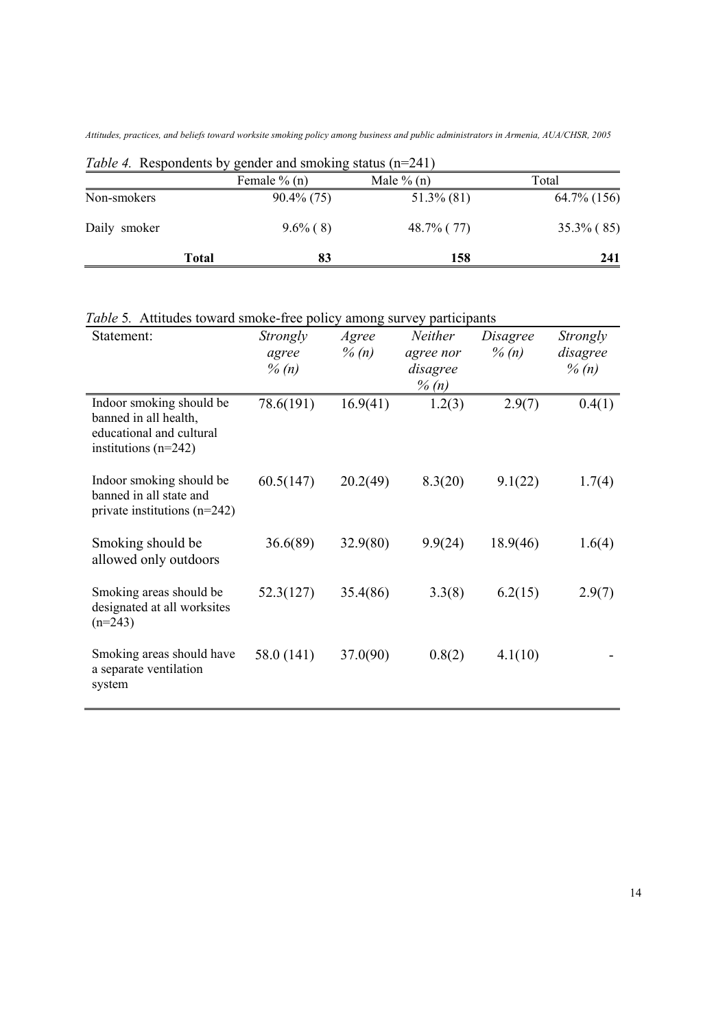*Table 4.* Respondents by gender and smoking status (n=241)

| | Female % (n) | Male % (n) | Total |
|---|---|---|---|
| Non-smokers | 90.4% (75) | 51.3% (81) | 64.7% (156) |
| Daily smoker | 9.6% ( 8) | 48.7% ( 77) | 35.3% ( 85) |
| **Total** | **83** | **158** | **241** |

*Table 5.* Attitudes toward smoke-free policy among survey participants

| Statement: | *Strongly agree % (n)* | *Agree % (n)* | *Neither agree nor disagree % (n)* | *Disagree % (n)* | *Strongly disagree % (n)* |
|---|---|---|---|---|---|
| Indoor smoking should be banned in all health, educational and cultural institutions (n=242) | 78.6(191) | 16.9(41) | 1.2(3) | 2.9(7) | 0.4(1) |
| Indoor smoking should be banned in all state and private institutions (n=242) | 60.5(147) | 20.2(49) | 8.3(20) | 9.1(22) | 1.7(4) |
| Smoking should be allowed only outdoors | 36.6(89) | 32.9(80) | 9.9(24) | 18.9(46) | 1.6(4) |
| Smoking areas should be designated at all worksites (n=243) | 52.3(127) | 35.4(86) | 3.3(8) | 6.2(15) | 2.9(7) |
| Smoking areas should have a separate ventilation system | 58.0 (141) | 37.0(90) | 0.8(2) | 4.1(10) | - |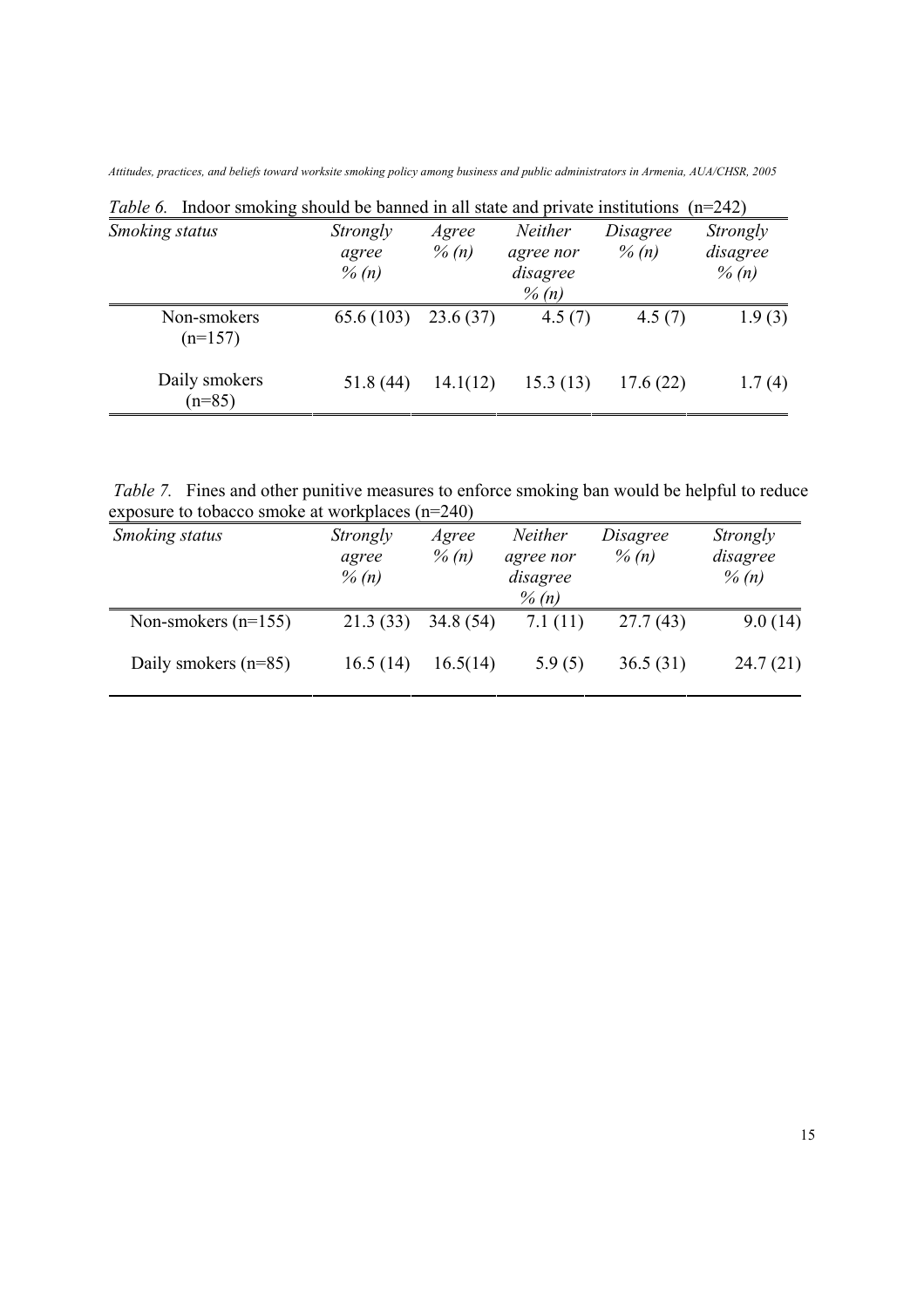*Table 6.* Indoor smoking should be banned in all state and private institutions (n=242)

| *Smoking status* | *Strongly agree % (n)* | *Agree % (n)* | *Neither agree nor disagree % (n)* | *Disagree % (n)* | *Strongly disagree % (n)* |
|---|---|---|---|---|---|
| Non-smokers (n=157) | 65.6 (103) | 23.6 (37) | 4.5 (7) | 4.5 (7) | 1.9 (3) |
| Daily smokers (n=85) | 51.8 (44) | 14.1(12) | 15.3 (13) | 17.6 (22) | 1.7 (4) |

*Table 7.* Fines and other punitive measures to enforce smoking ban would be helpful to reduce exposure to tobacco smoke at workplaces (n=240)

| *Smoking status* | *Strongly agree % (n)* | *Agree % (n)* | *Neither agree nor disagree % (n)* | *Disagree % (n)* | *Strongly disagree % (n)* |
|---|---|---|---|---|---|
| Non-smokers (n=155) | 21.3 (33) | 34.8 (54) | 7.1 (11) | 27.7 (43) | 9.0 (14) |
| Daily smokers (n=85) | 16.5 (14) | 16.5(14) | 5.9 (5) | 36.5 (31) | 24.7 (21) |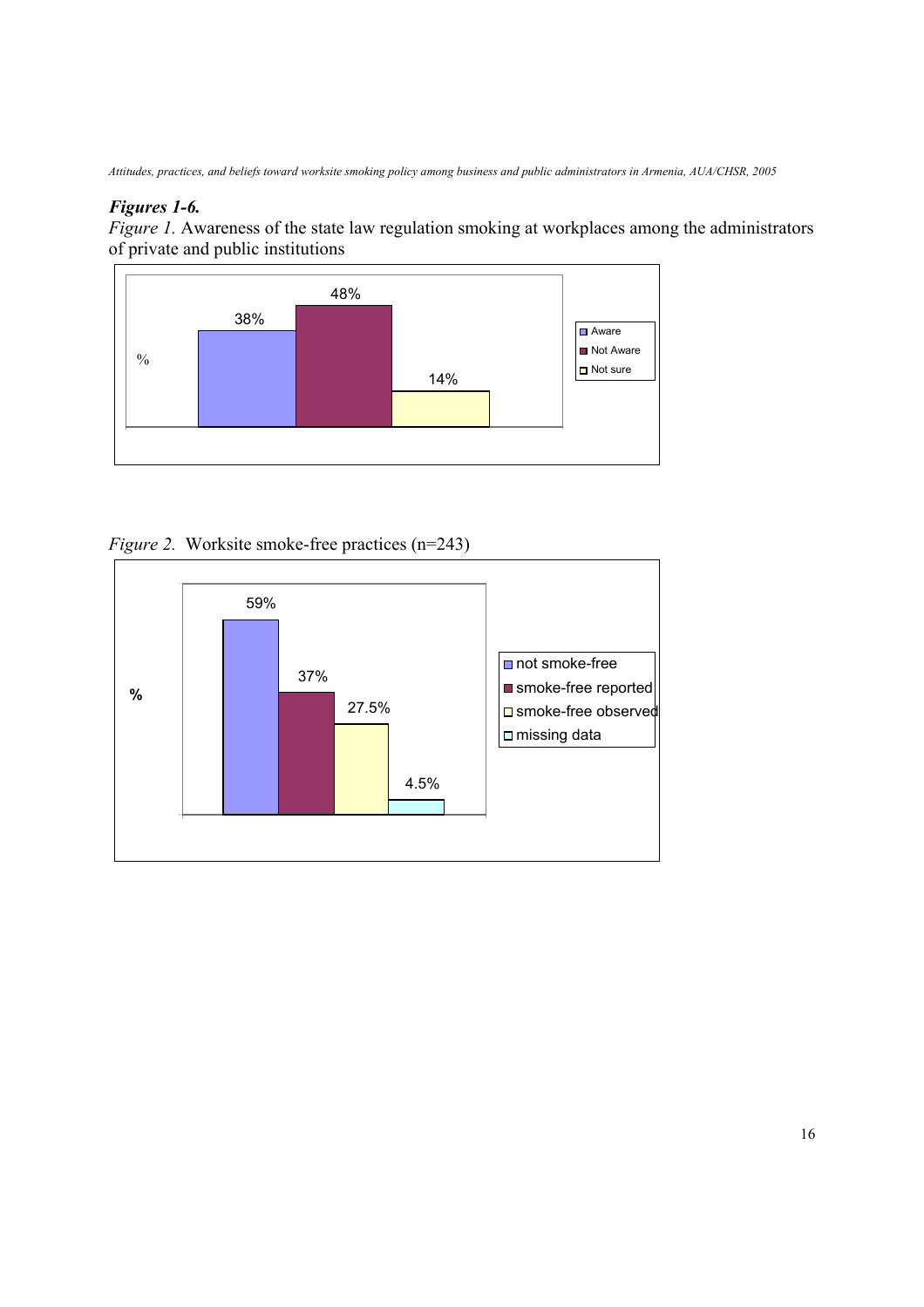## *Figures 1-6.*

*Figure 1.* Awareness of the state law regulation smoking at workplaces among the administrators of private and public institutions

| | % |
|---|---|
| Aware | 38% |
| Not Aware | 48% |
| Not sure | 14% |

*Figure 2.* Worksite smoke-free practices (n=243)

| | % |
|---|---|
| not smoke-free | 59% |
| smoke-free reported | 37% |
| smoke-free observed | 27.5% |
| missing data | 4.5% |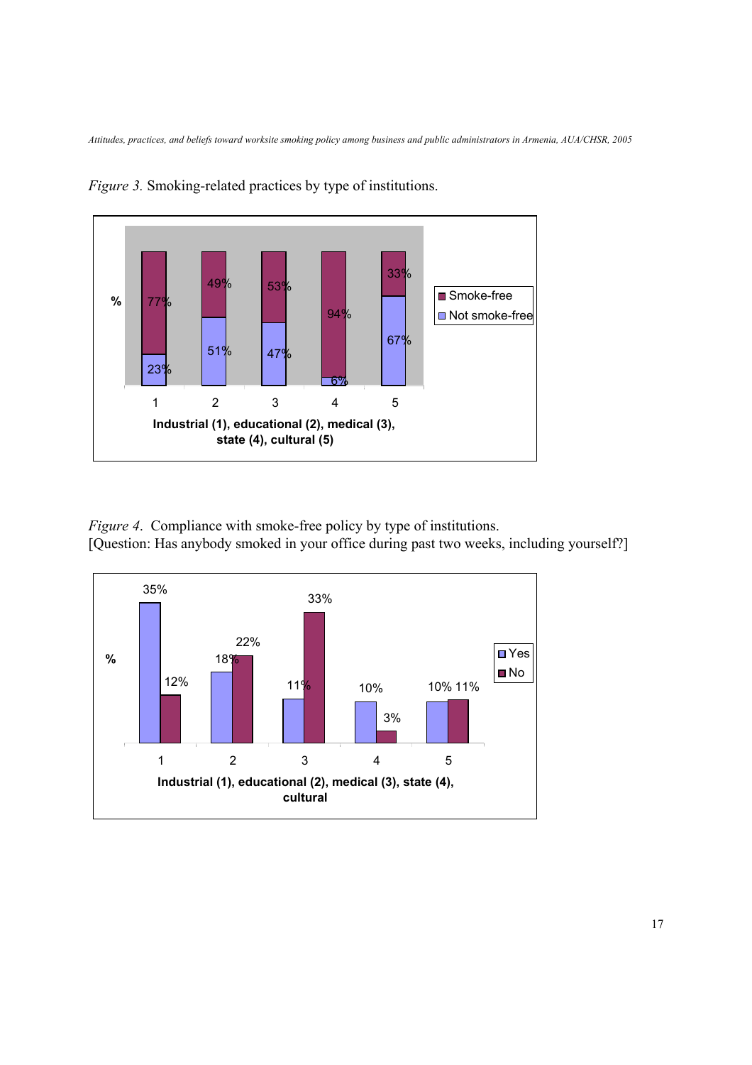*Figure 3.* Smoking-related practices by type of institutions.

| Type of institution | Smoke-free | Not smoke-free |
|---|---|---|
| 1 | 77% | 23% |
| 2 | 49% | 51% |
| 3 | 53% | 47% |
| 4 | 94% | 6% |
| 5 | 33% | 67% |

Industrial (1), educational (2), medical (3), state (4), cultural (5)

*Figure 4*. Compliance with smoke-free policy by type of institutions.
[Question: Has anybody smoked in your office during past two weeks, including yourself?]

| Type of institution | Yes | No |
|---|---|---|
| 1 | 35% | 12% |
| 2 | 18% | 22% |
| 3 | 11% | 33% |
| 4 | 10% | 3% |
| 5 | 10% | 11% |

Industrial (1), educational (2), medical (3), state (4), cultural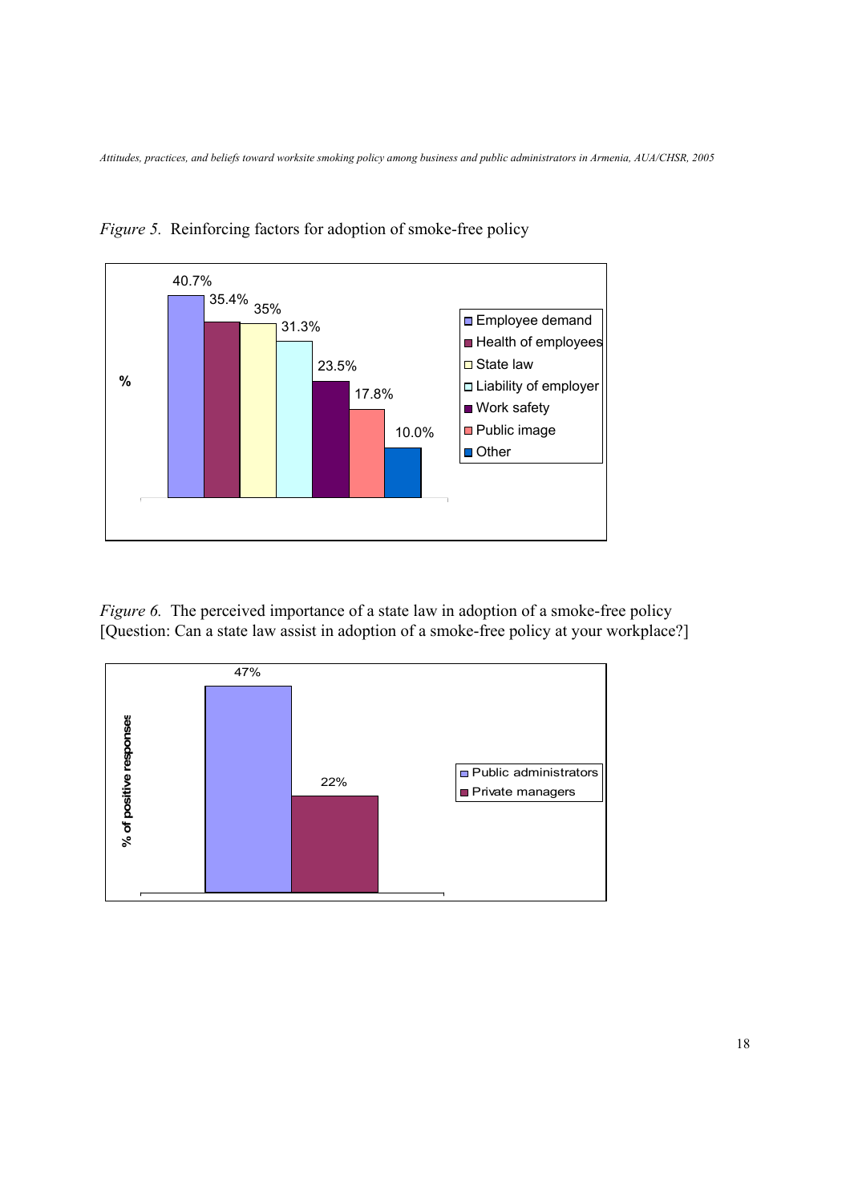*Figure 5.* Reinforcing factors for adoption of smoke-free policy

| Factor | % |
|---|---|
| Employee demand | 40.7% |
| Health of employees | 35.4% |
| State law | 35% |
| Liability of employer | 31.3% |
| Work safety | 23.5% |
| Public image | 17.8% |
| Other | 10.0% |

*Figure 6.* The perceived importance of a state law in adoption of a smoke-free policy [Question: Can a state law assist in adoption of a smoke-free policy at your workplace?]

| Group | % of positive responses |
|---|---|
| Public administrators | 47% |
| Private managers | 22% |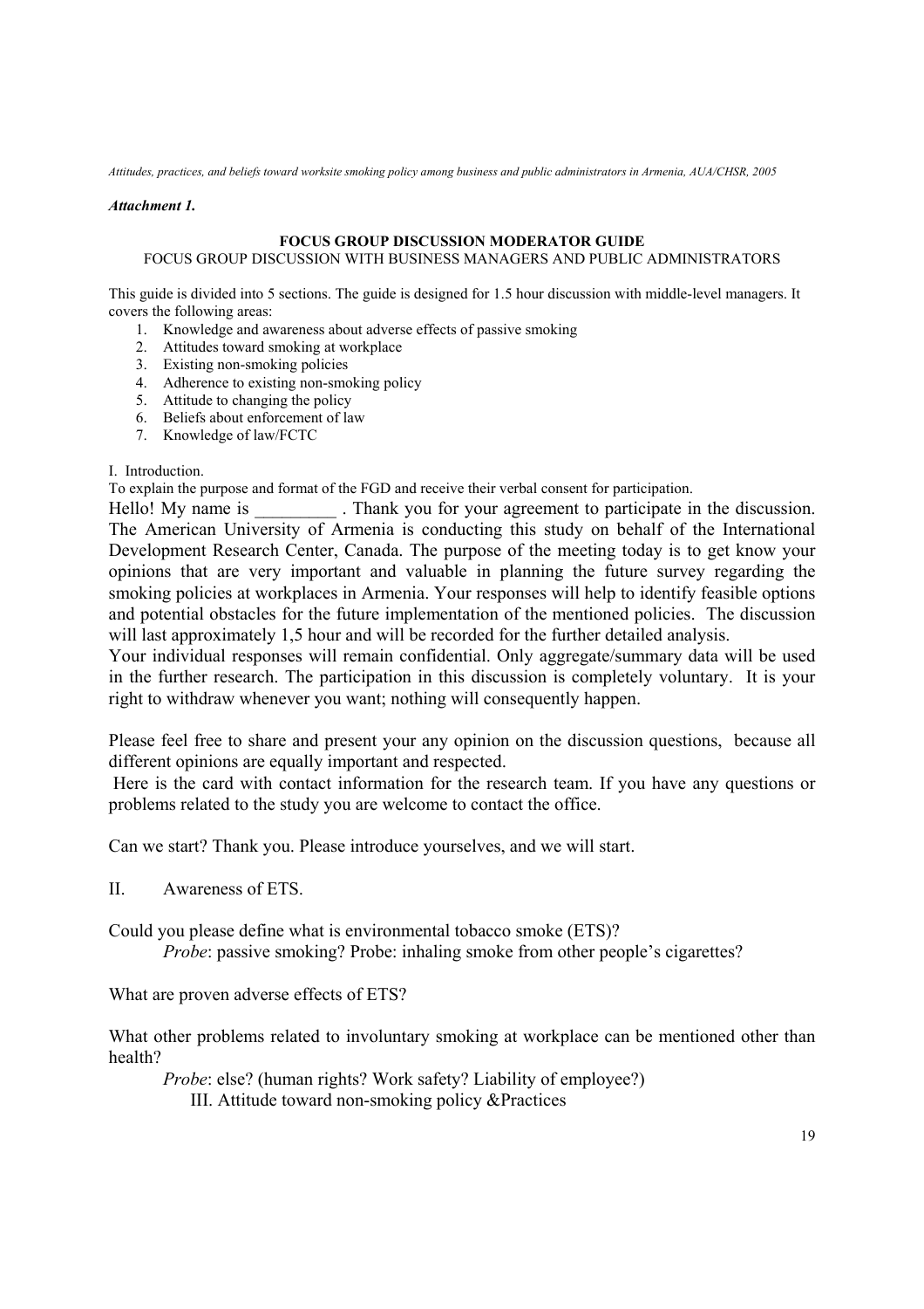*Attachment 1.*

**FOCUS GROUP DISCUSSION MODERATOR GUIDE**

FOCUS GROUP DISCUSSION WITH BUSINESS MANAGERS AND PUBLIC ADMINISTRATORS

This guide is divided into 5 sections. The guide is designed for 1.5 hour discussion with middle-level managers. It covers the following areas:

1. Knowledge and awareness about adverse effects of passive smoking
2. Attitudes toward smoking at workplace
3. Existing non-smoking policies
4. Adherence to existing non-smoking policy
5. Attitude to changing the policy
6. Beliefs about enforcement of law
7. Knowledge of law/FCTC

I. Introduction.

To explain the purpose and format of the FGD and receive their verbal consent for participation.

Hello! My name is _________ . Thank you for your agreement to participate in the discussion. The American University of Armenia is conducting this study on behalf of the International Development Research Center, Canada. The purpose of the meeting today is to get know your opinions that are very important and valuable in planning the future survey regarding the smoking policies at workplaces in Armenia. Your responses will help to identify feasible options and potential obstacles for the future implementation of the mentioned policies. The discussion will last approximately 1,5 hour and will be recorded for the further detailed analysis.

Your individual responses will remain confidential. Only aggregate/summary data will be used in the further research. The participation in this discussion is completely voluntary. It is your right to withdraw whenever you want; nothing will consequently happen.

Please feel free to share and present your any opinion on the discussion questions, because all different opinions are equally important and respected.

Here is the card with contact information for the research team. If you have any questions or problems related to the study you are welcome to contact the office.

Can we start? Thank you. Please introduce yourselves, and we will start.

II. Awareness of ETS.

Could you please define what is environmental tobacco smoke (ETS)?

*Probe*: passive smoking? Probe: inhaling smoke from other people's cigarettes?

What are proven adverse effects of ETS?

What other problems related to involuntary smoking at workplace can be mentioned other than health?

*Probe*: else? (human rights? Work safety? Liability of employee?)

III. Attitude toward non-smoking policy &Practices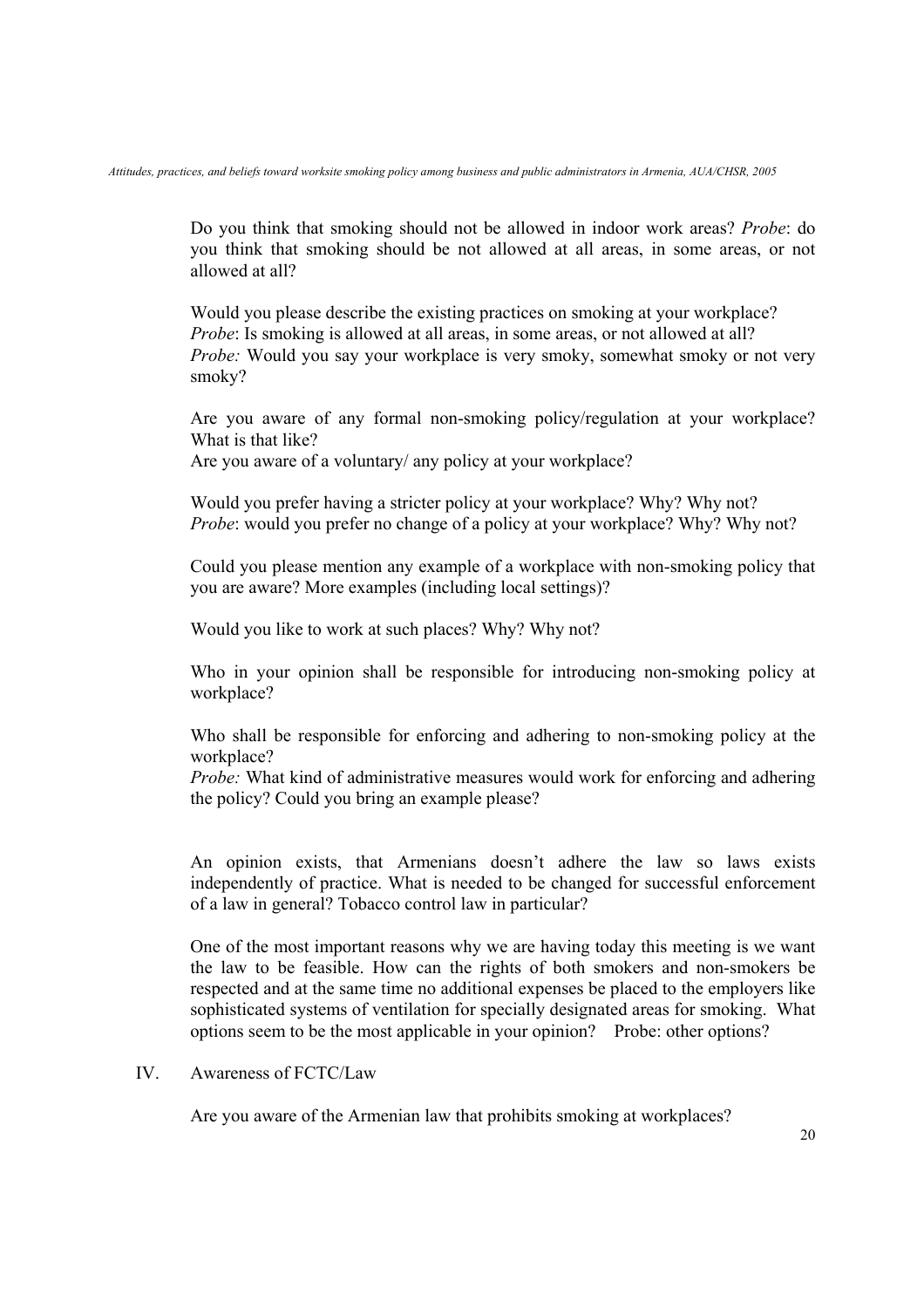Do you think that smoking should not be allowed in indoor work areas? *Probe*: do you think that smoking should be not allowed at all areas, in some areas, or not allowed at all?

Would you please describe the existing practices on smoking at your workplace?
*Probe*: Is smoking is allowed at all areas, in some areas, or not allowed at all?
*Probe:* Would you say your workplace is very smoky, somewhat smoky or not very smoky?

Are you aware of any formal non-smoking policy/regulation at your workplace? What is that like?
Are you aware of a voluntary/ any policy at your workplace?

Would you prefer having a stricter policy at your workplace? Why? Why not?
*Probe*: would you prefer no change of a policy at your workplace? Why? Why not?

Could you please mention any example of a workplace with non-smoking policy that you are aware? More examples (including local settings)?

Would you like to work at such places? Why? Why not?

Who in your opinion shall be responsible for introducing non-smoking policy at workplace?

Who shall be responsible for enforcing and adhering to non-smoking policy at the workplace?
*Probe:* What kind of administrative measures would work for enforcing and adhering the policy? Could you bring an example please?

An opinion exists, that Armenians doesn't adhere the law so laws exists independently of practice. What is needed to be changed for successful enforcement of a law in general? Tobacco control law in particular?

One of the most important reasons why we are having today this meeting is we want the law to be feasible. How can the rights of both smokers and non-smokers be respected and at the same time no additional expenses be placed to the employers like sophisticated systems of ventilation for specially designated areas for smoking. What options seem to be the most applicable in your opinion? Probe: other options?

IV. Awareness of FCTC/Law

Are you aware of the Armenian law that prohibits smoking at workplaces?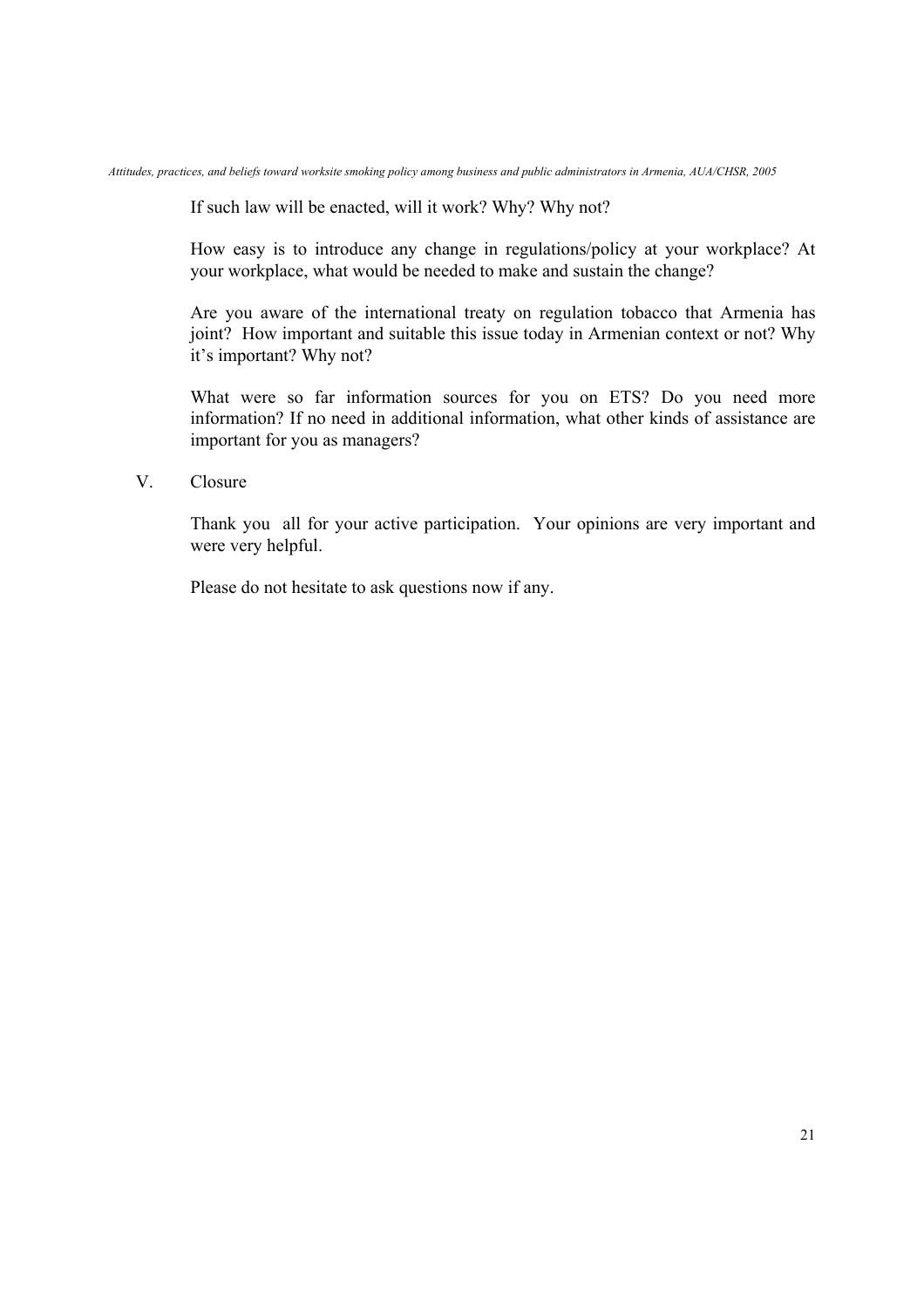If such law will be enacted, will it work? Why? Why not?

How easy is to introduce any change in regulations/policy at your workplace? At your workplace, what would be needed to make and sustain the change?

Are you aware of the international treaty on regulation tobacco that Armenia has joint? How important and suitable this issue today in Armenian context or not? Why it's important? Why not?

What were so far information sources for you on ETS? Do you need more information? If no need in additional information, what other kinds of assistance are important for you as managers?

V. Closure

Thank you all for your active participation. Your opinions are very important and were very helpful.

Please do not hesitate to ask questions now if any.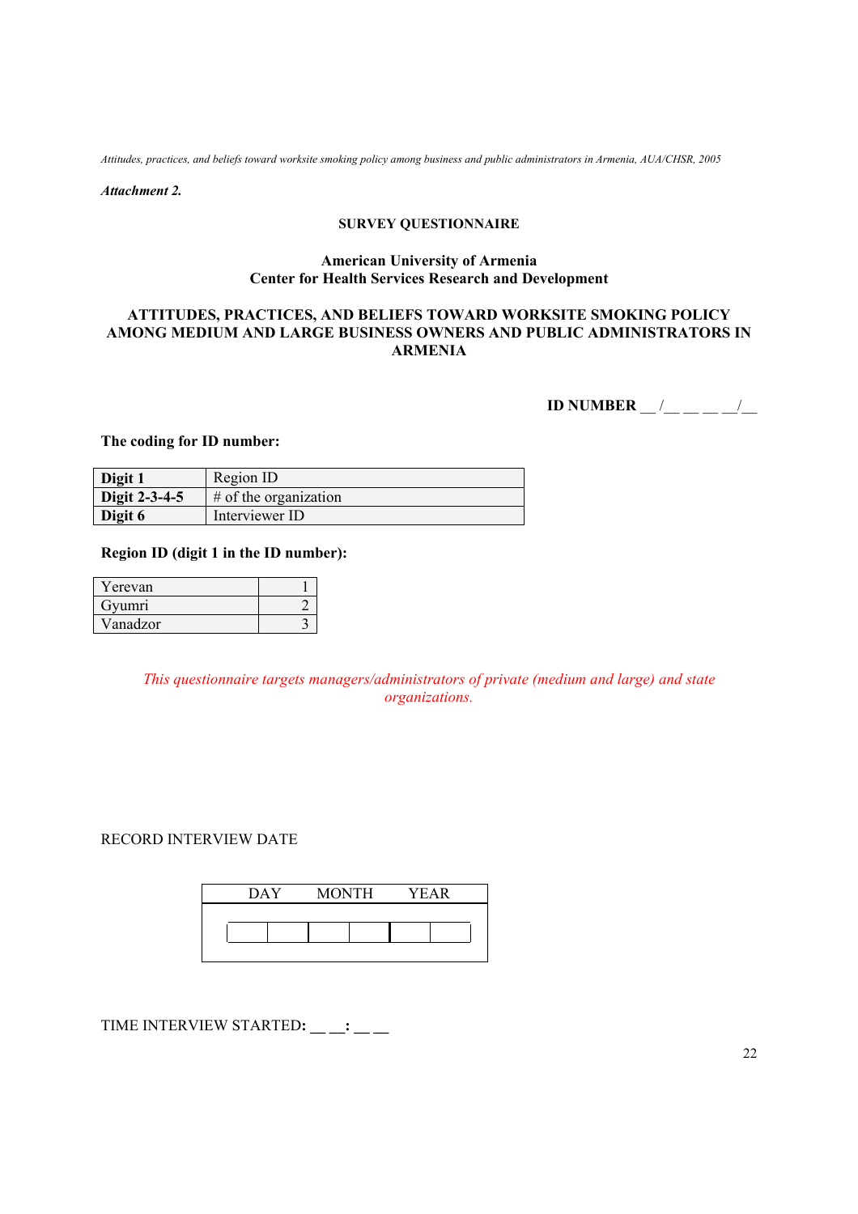*Attachment 2.*

**SURVEY QUESTIONNAIRE**

**American University of Armenia**
**Center for Health Services Research and Development**

**ATTITUDES, PRACTICES, AND BELIEFS TOWARD WORKSITE SMOKING POLICY AMONG MEDIUM AND LARGE BUSINESS OWNERS AND PUBLIC ADMINISTRATORS IN ARMENIA**

**ID NUMBER** __ /__ __ __ __/__

**The coding for ID number:**

| | |
|---|---|
| **Digit 1** | Region ID |
| **Digit 2-3-4-5** | # of the organization |
| **Digit 6** | Interviewer ID |

**Region ID (digit 1 in the ID number):**

| | |
|---|---|
| Yerevan | 1 |
| Gyumri | 2 |
| Vanadzor | 3 |

*This questionnaire targets managers/administrators of private (medium and large) and state organizations.*

RECORD INTERVIEW DATE

| DAY | | MONTH | | YEAR | |
|---|---|---|---|---|---|
| | | | | | |

TIME INTERVIEW STARTED: __ __: __ __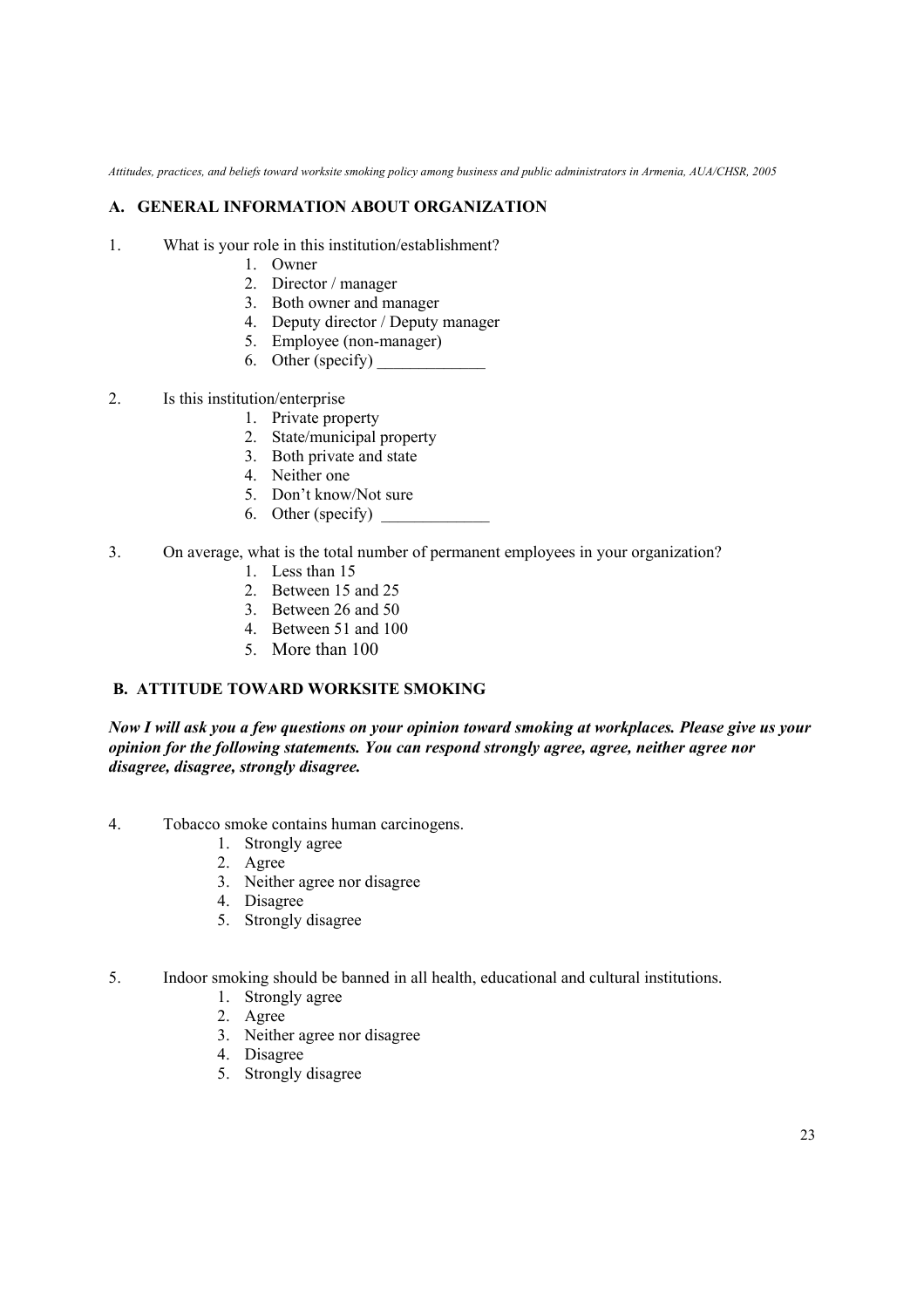## A. GENERAL INFORMATION ABOUT ORGANIZATION

1. What is your role in this institution/establishment?
    1. Owner
    2. Director / manager
    3. Both owner and manager
    4. Deputy director / Deputy manager
    5. Employee (non-manager)
    6. Other (specify) _____________

2. Is this institution/enterprise
    1. Private property
    2. State/municipal property
    3. Both private and state
    4. Neither one
    5. Don't know/Not sure
    6. Other (specify) _____________

3. On average, what is the total number of permanent employees in your organization?
    1. Less than 15
    2. Between 15 and 25
    3. Between 26 and 50
    4. Between 51 and 100
    5. More than 100

## B. ATTITUDE TOWARD WORKSITE SMOKING

***Now I will ask you a few questions on your opinion toward smoking at workplaces. Please give us your opinion for the following statements. You can respond strongly agree, agree, neither agree nor disagree, disagree, strongly disagree.***

4. Tobacco smoke contains human carcinogens.
    1. Strongly agree
    2. Agree
    3. Neither agree nor disagree
    4. Disagree
    5. Strongly disagree

5. Indoor smoking should be banned in all health, educational and cultural institutions.
    1. Strongly agree
    2. Agree
    3. Neither agree nor disagree
    4. Disagree
    5. Strongly disagree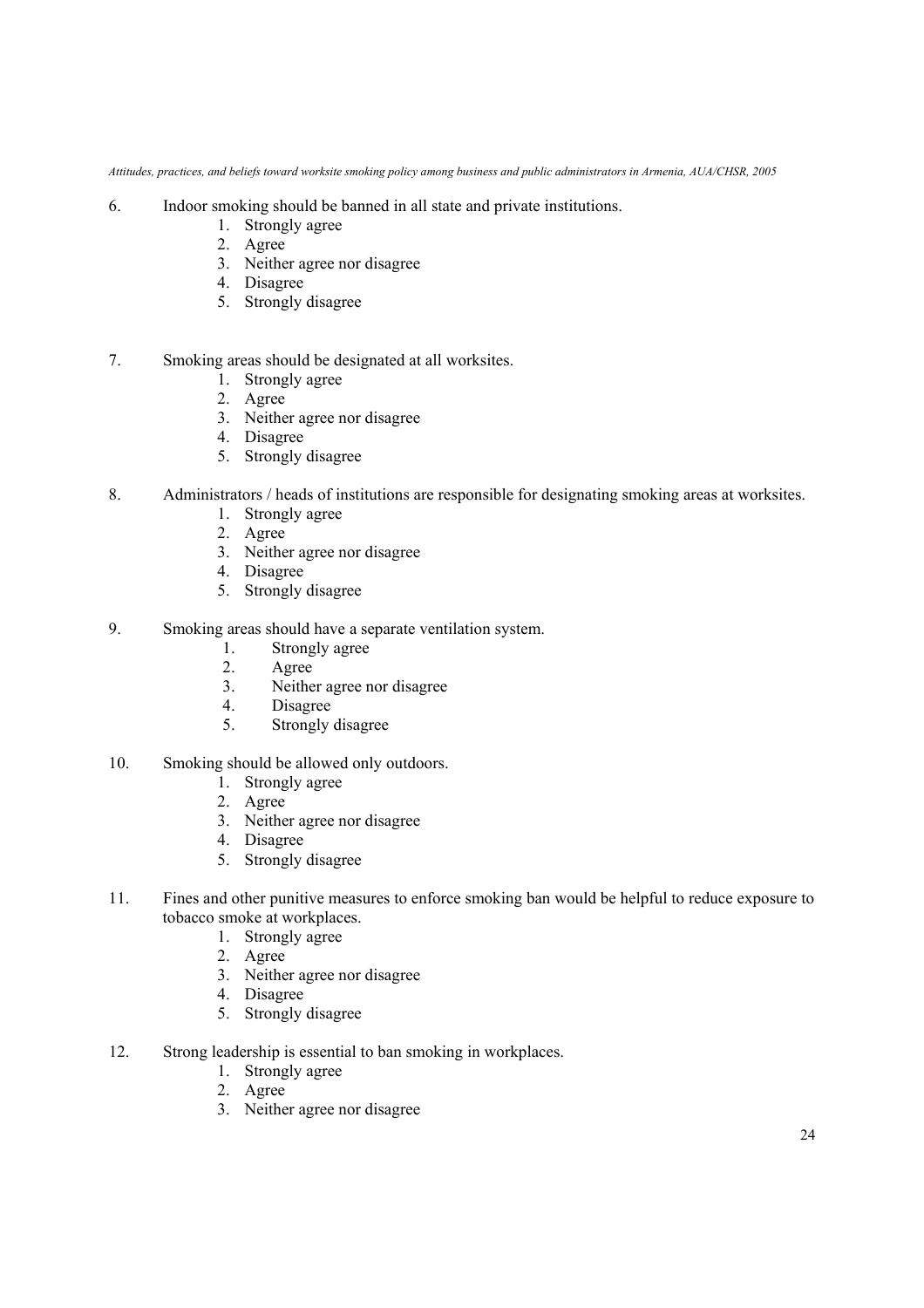6. Indoor smoking should be banned in all state and private institutions.
    1. Strongly agree
    2. Agree
    3. Neither agree nor disagree
    4. Disagree
    5. Strongly disagree

7. Smoking areas should be designated at all worksites.
    1. Strongly agree
    2. Agree
    3. Neither agree nor disagree
    4. Disagree
    5. Strongly disagree

8. Administrators / heads of institutions are responsible for designating smoking areas at worksites.
    1. Strongly agree
    2. Agree
    3. Neither agree nor disagree
    4. Disagree
    5. Strongly disagree

9. Smoking areas should have a separate ventilation system.
    1. Strongly agree
    2. Agree
    3. Neither agree nor disagree
    4. Disagree
    5. Strongly disagree

10. Smoking should be allowed only outdoors.
    1. Strongly agree
    2. Agree
    3. Neither agree nor disagree
    4. Disagree
    5. Strongly disagree

11. Fines and other punitive measures to enforce smoking ban would be helpful to reduce exposure to tobacco smoke at workplaces.
    1. Strongly agree
    2. Agree
    3. Neither agree nor disagree
    4. Disagree
    5. Strongly disagree

12. Strong leadership is essential to ban smoking in workplaces.
    1. Strongly agree
    2. Agree
    3. Neither agree nor disagree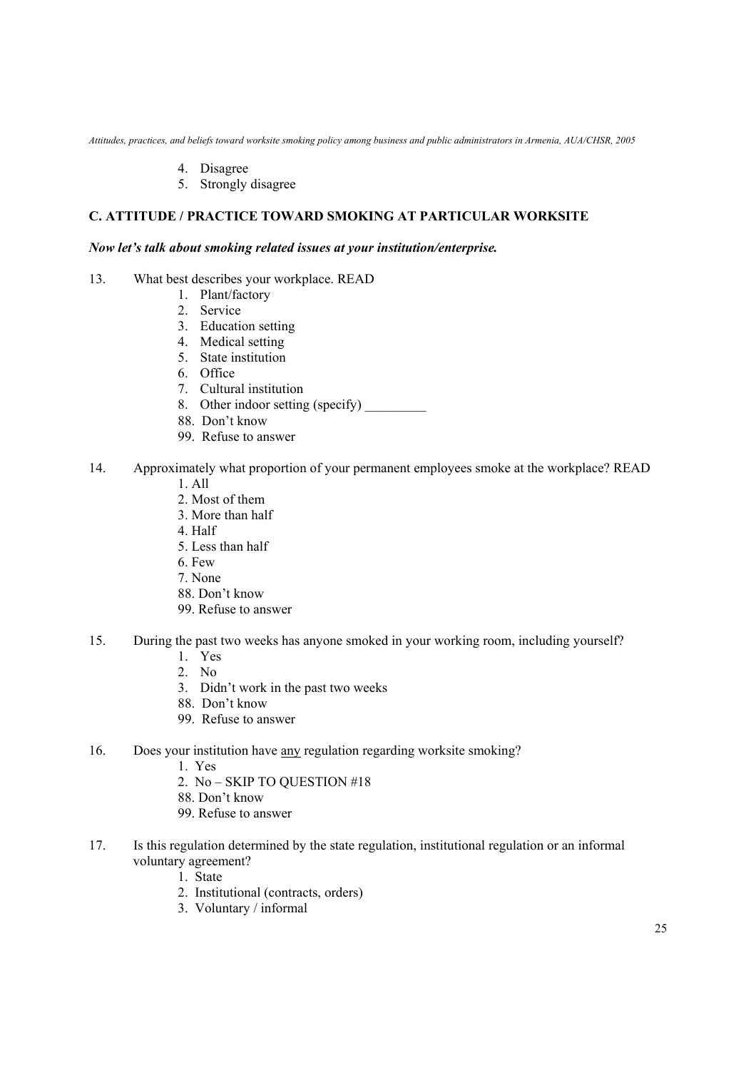4. Disagree
5. Strongly disagree

### C. ATTITUDE / PRACTICE TOWARD SMOKING AT PARTICULAR WORKSITE

***Now let's talk about smoking related issues at your institution/enterprise.***

13. What best describes your workplace. READ
    1. Plant/factory
    2. Service
    3. Education setting
    4. Medical setting
    5. State institution
    6. Office
    7. Cultural institution
    8. Other indoor setting (specify) _________
    88. Don't know
    99. Refuse to answer

14. Approximately what proportion of your permanent employees smoke at the workplace? READ
    1. All
    2. Most of them
    3. More than half
    4. Half
    5. Less than half
    6. Few
    7. None
    88. Don't know
    99. Refuse to answer

15. During the past two weeks has anyone smoked in your working room, including yourself?
    1. Yes
    2. No
    3. Didn't work in the past two weeks
    88. Don't know
    99. Refuse to answer

16. Does your institution have <u>any</u> regulation regarding worksite smoking?
    1. Yes
    2. No – SKIP TO QUESTION #18
    88. Don't know
    99. Refuse to answer

17. Is this regulation determined by the state regulation, institutional regulation or an informal voluntary agreement?
    1. State
    2. Institutional (contracts, orders)
    3. Voluntary / informal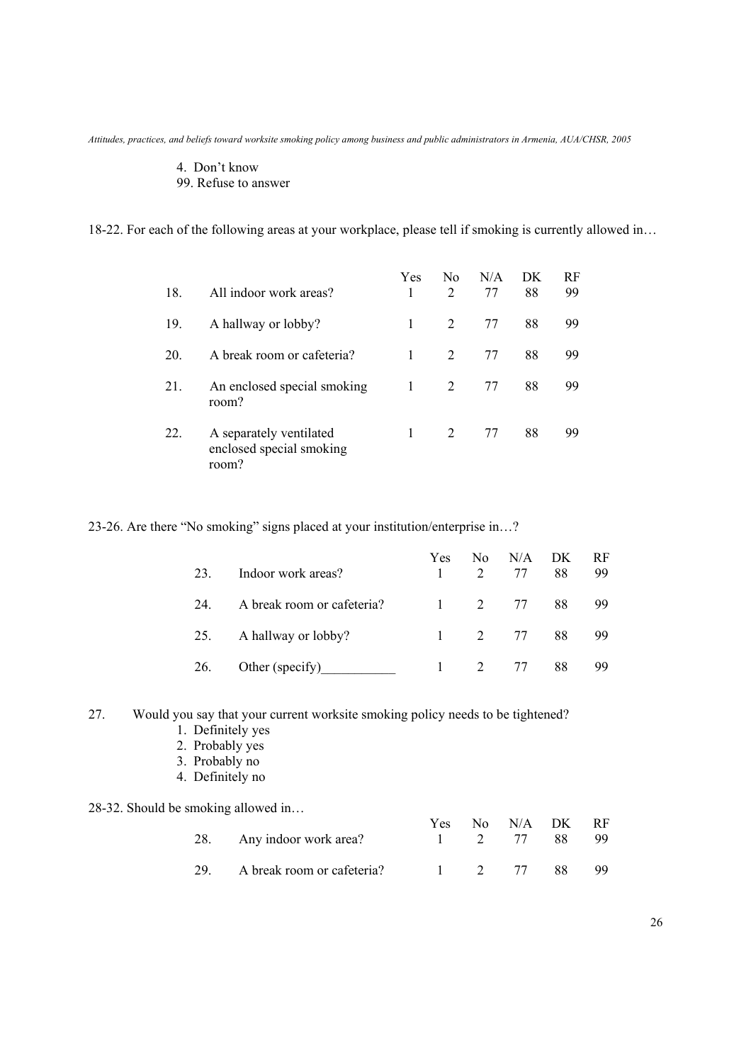4. Don't know
99. Refuse to answer

18-22. For each of the following areas at your workplace, please tell if smoking is currently allowed in…

| | | Yes | No | N/A | DK | RF |
|---|---|---|---|---|---|---|
| 18. | All indoor work areas? | 1 | 2 | 77 | 88 | 99 |
| 19. | A hallway or lobby? | 1 | 2 | 77 | 88 | 99 |
| 20. | A break room or cafeteria? | 1 | 2 | 77 | 88 | 99 |
| 21. | An enclosed special smoking room? | 1 | 2 | 77 | 88 | 99 |
| 22. | A separately ventilated enclosed special smoking room? | 1 | 2 | 77 | 88 | 99 |

23-26. Are there "No smoking" signs placed at your institution/enterprise in…?

| | | Yes | No | N/A | DK | RF |
|---|---|---|---|---|---|---|
| 23. | Indoor work areas? | 1 | 2 | 77 | 88 | 99 |
| 24. | A break room or cafeteria? | 1 | 2 | 77 | 88 | 99 |
| 25. | A hallway or lobby? | 1 | 2 | 77 | 88 | 99 |
| 26. | Other (specify)___________ | 1 | 2 | 77 | 88 | 99 |

27. Would you say that your current worksite smoking policy needs to be tightened?
    1. Definitely yes
    2. Probably yes
    3. Probably no
    4. Definitely no

28-32. Should be smoking allowed in…

| | | Yes | No | N/A | DK | RF |
|---|---|---|---|---|---|---|
| 28. | Any indoor work area? | 1 | 2 | 77 | 88 | 99 |
| 29. | A break room or cafeteria? | 1 | 2 | 77 | 88 | 99 |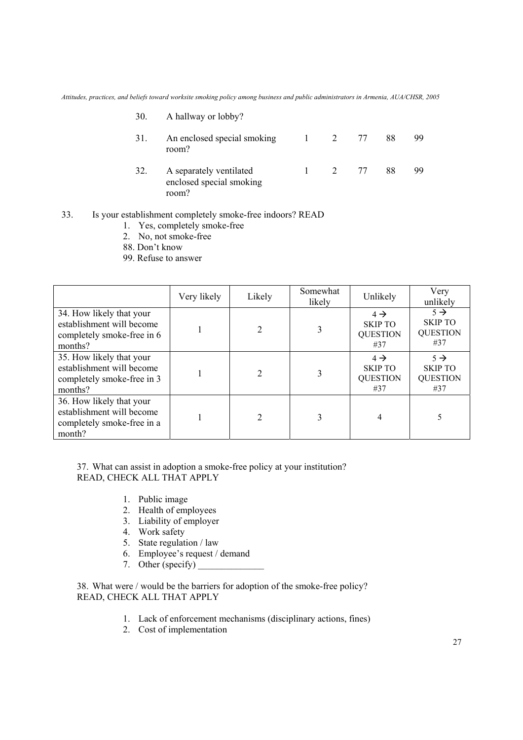30. A hallway or lobby?

| | | | | | |
|---|---|---|---|---|---|
| 31. An enclosed special smoking room? | 1 | 2 | 77 | 88 | 99 |
| 32. A separately ventilated enclosed special smoking room? | 1 | 2 | 77 | 88 | 99 |

33. Is your establishment completely smoke-free indoors? READ

1. Yes, completely smoke-free
2. No, not smoke-free

88. Don't know

99. Refuse to answer

| | Very likely | Likely | Somewhat likely | Unlikely | Very unlikely |
|---|---|---|---|---|---|
| 34. How likely that your establishment will become completely smoke-free in 6 months? | 1 | 2 | 3 | 4 → SKIP TO QUESTION #37 | 5 → SKIP TO QUESTION #37 |
| 35. How likely that your establishment will become completely smoke-free in 3 months? | 1 | 2 | 3 | 4 → SKIP TO QUESTION #37 | 5 → SKIP TO QUESTION #37 |
| 36. How likely that your establishment will become completely smoke-free in a month? | 1 | 2 | 3 | 4 | 5 |

37. What can assist in adoption a smoke-free policy at your institution? READ, CHECK ALL THAT APPLY

1. Public image
2. Health of employees
3. Liability of employer
4. Work safety
5. State regulation / law
6. Employee's request / demand
7. Other (specify) ______________

38. What were / would be the barriers for adoption of the smoke-free policy? READ, CHECK ALL THAT APPLY

1. Lack of enforcement mechanisms (disciplinary actions, fines)
2. Cost of implementation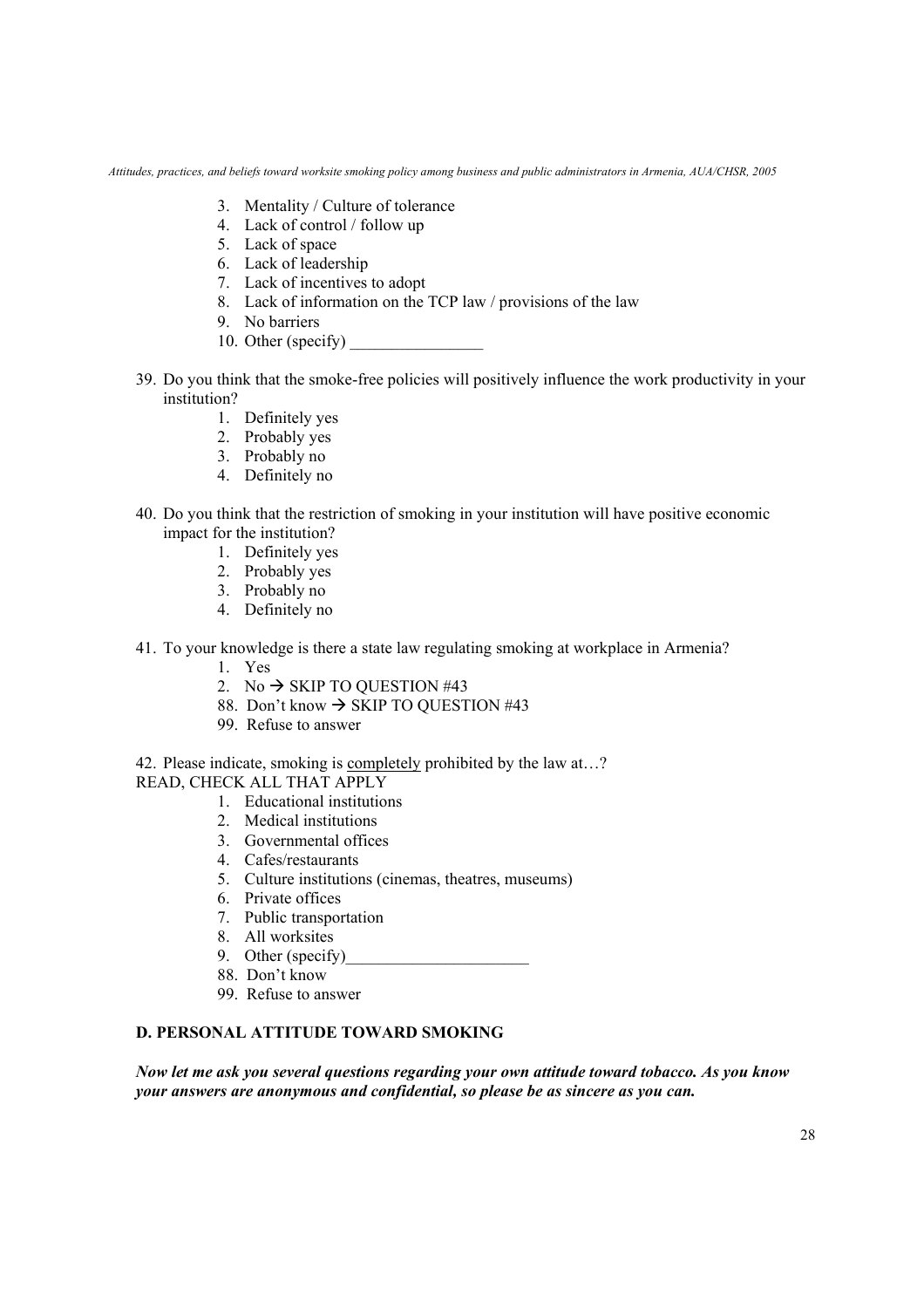3. Mentality / Culture of tolerance
4. Lack of control / follow up
5. Lack of space
6. Lack of leadership
7. Lack of incentives to adopt
8. Lack of information on the TCP law / provisions of the law
9. No barriers
10. Other (specify) ________________

39. Do you think that the smoke-free policies will positively influence the work productivity in your institution?
    1. Definitely yes
    2. Probably yes
    3. Probably no
    4. Definitely no

40. Do you think that the restriction of smoking in your institution will have positive economic impact for the institution?
    1. Definitely yes
    2. Probably yes
    3. Probably no
    4. Definitely no

41. To your knowledge is there a state law regulating smoking at workplace in Armenia?
    1. Yes
    2. No → SKIP TO QUESTION #43
    88. Don't know → SKIP TO QUESTION #43
    99. Refuse to answer

42. Please indicate, smoking is <u>completely</u> prohibited by the law at…?
READ, CHECK ALL THAT APPLY
    1. Educational institutions
    2. Medical institutions
    3. Governmental offices
    4. Cafes/restaurants
    5. Culture institutions (cinemas, theatres, museums)
    6. Private offices
    7. Public transportation
    8. All worksites
    9. Other (specify)______________________
    88. Don't know
    99. Refuse to answer

**D. PERSONAL ATTITUDE TOWARD SMOKING**

***Now let me ask you several questions regarding your own attitude toward tobacco. As you know your answers are anonymous and confidential, so please be as sincere as you can.***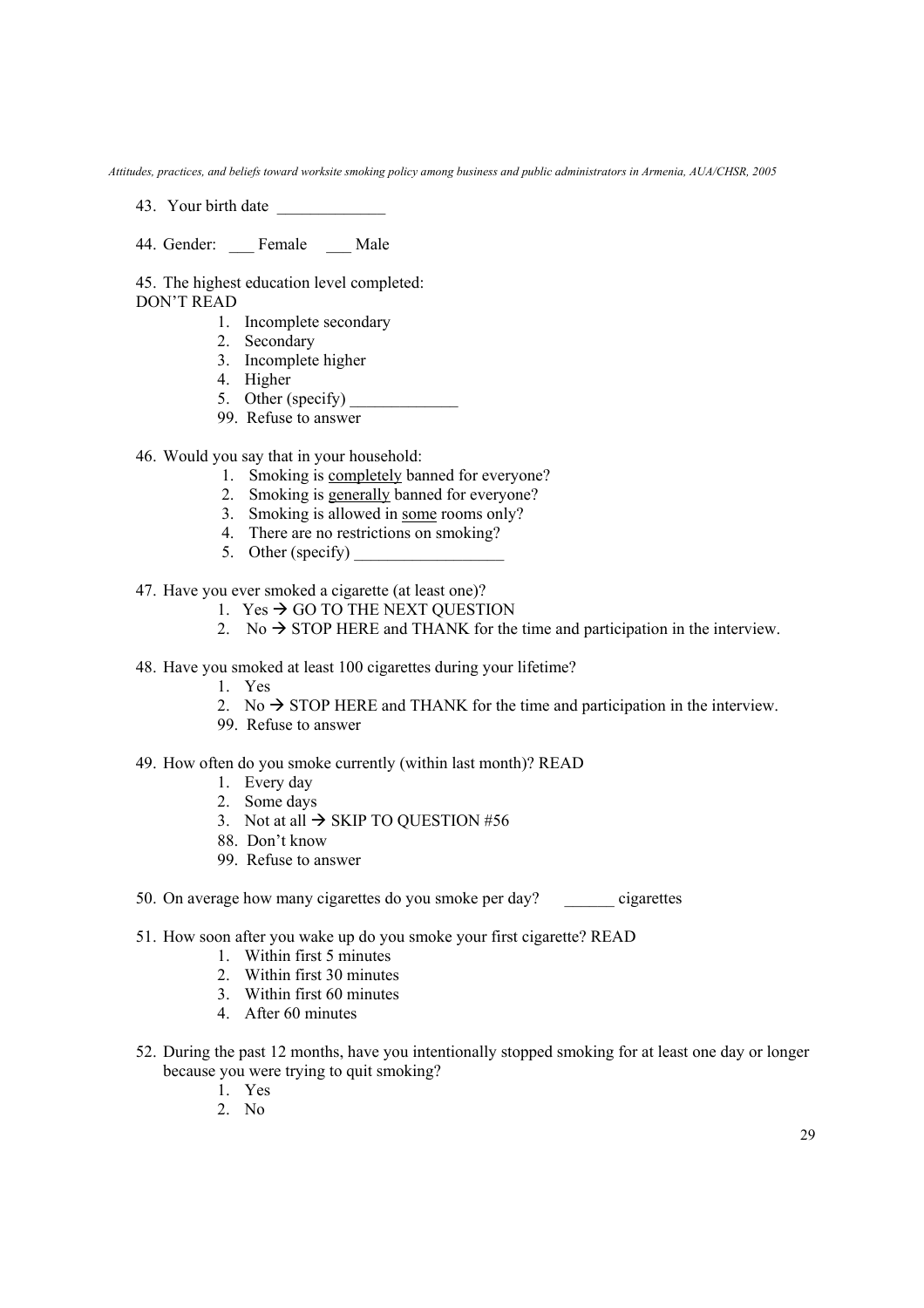43. Your birth date _____________

44. Gender: ___ Female ___ Male

45. The highest education level completed:
DON'T READ

1. Incomplete secondary
2. Secondary
3. Incomplete higher
4. Higher
5. Other (specify) _____________

99. Refuse to answer

46. Would you say that in your household:

1. Smoking is <u>completely</u> banned for everyone?
2. Smoking is <u>generally</u> banned for everyone?
3. Smoking is allowed in <u>some</u> rooms only?
4. There are no restrictions on smoking?
5. Other (specify) __________________

47. Have you ever smoked a cigarette (at least one)?

1. Yes → GO TO THE NEXT QUESTION
2. No → STOP HERE and THANK for the time and participation in the interview.

48. Have you smoked at least 100 cigarettes during your lifetime?

1. Yes
2. No → STOP HERE and THANK for the time and participation in the interview.

99. Refuse to answer

49. How often do you smoke currently (within last month)? READ

1. Every day
2. Some days
3. Not at all → SKIP TO QUESTION #56

88. Don't know
99. Refuse to answer

50. On average how many cigarettes do you smoke per day? ______ cigarettes

51. How soon after you wake up do you smoke your first cigarette? READ

1. Within first 5 minutes
2. Within first 30 minutes
3. Within first 60 minutes
4. After 60 minutes

52. During the past 12 months, have you intentionally stopped smoking for at least one day or longer because you were trying to quit smoking?

1. Yes
2. No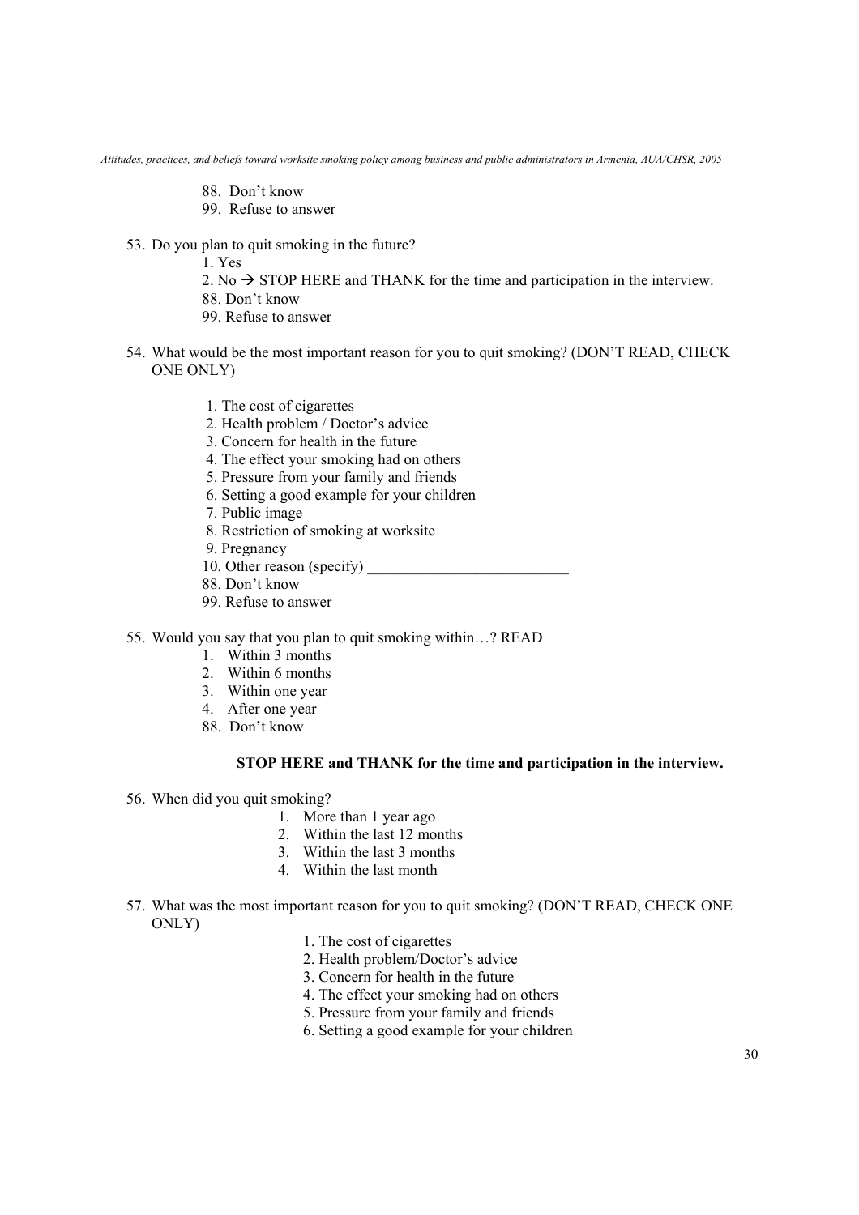88. Don't know
99. Refuse to answer

53. Do you plan to quit smoking in the future?
    1. Yes
    2. No → STOP HERE and THANK for the time and participation in the interview.
    88. Don't know
    99. Refuse to answer

54. What would be the most important reason for you to quit smoking? (DON'T READ, CHECK ONE ONLY)

    1. The cost of cigarettes
    2. Health problem / Doctor's advice
    3. Concern for health in the future
    4. The effect your smoking had on others
    5. Pressure from your family and friends
    6. Setting a good example for your children
    7. Public image
    8. Restriction of smoking at worksite
    9. Pregnancy
    10. Other reason (specify) ___________________________
    88. Don't know
    99. Refuse to answer

55. Would you say that you plan to quit smoking within…? READ
    1. Within 3 months
    2. Within 6 months
    3. Within one year
    4. After one year
    88. Don't know

**STOP HERE and THANK for the time and participation in the interview.**

56. When did you quit smoking?
    1. More than 1 year ago
    2. Within the last 12 months
    3. Within the last 3 months
    4. Within the last month

57. What was the most important reason for you to quit smoking? (DON'T READ, CHECK ONE ONLY)
    1. The cost of cigarettes
    2. Health problem/Doctor's advice
    3. Concern for health in the future
    4. The effect your smoking had on others
    5. Pressure from your family and friends
    6. Setting a good example for your children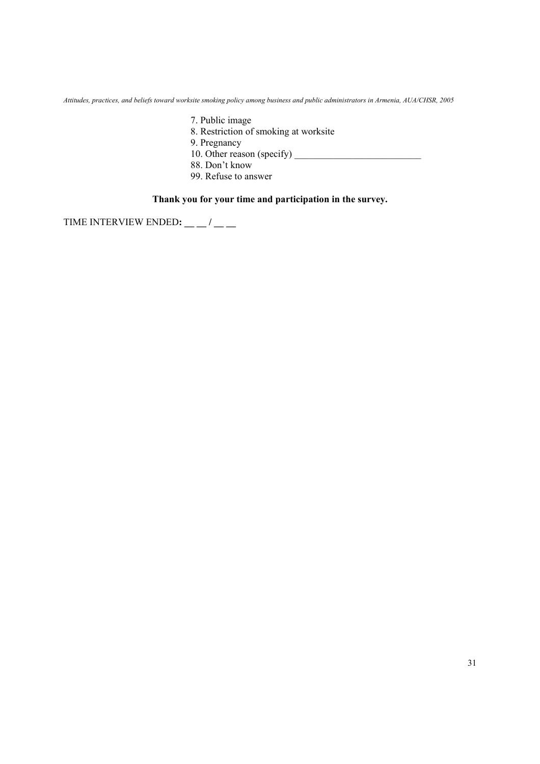7. Public image
8. Restriction of smoking at worksite
9. Pregnancy
10. Other reason (specify) ___________________________
88. Don't know
99. Refuse to answer

**Thank you for your time and participation in the survey.**

TIME INTERVIEW ENDED**: __ __ / __ __**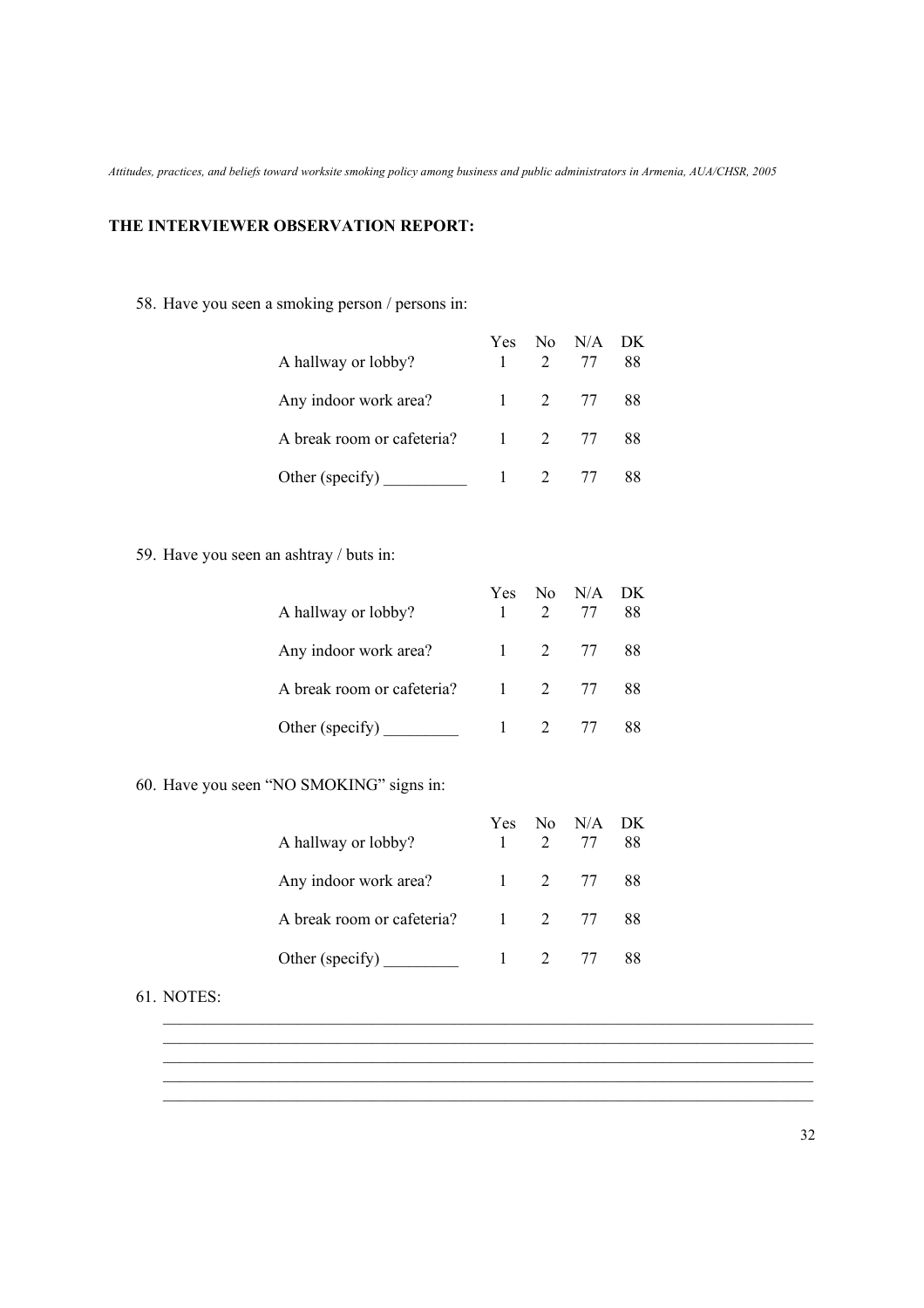**THE INTERVIEWER OBSERVATION REPORT:**

58. Have you seen a smoking person / persons in:

| | Yes | No | N/A | DK |
|---|---|---|---|---|
| A hallway or lobby? | 1 | 2 | 77 | 88 |
| Any indoor work area? | 1 | 2 | 77 | 88 |
| A break room or cafeteria? | 1 | 2 | 77 | 88 |
| Other (specify) __________ | 1 | 2 | 77 | 88 |

59. Have you seen an ashtray / buts in:

| | Yes | No | N/A | DK |
|---|---|---|---|---|
| A hallway or lobby? | 1 | 2 | 77 | 88 |
| Any indoor work area? | 1 | 2 | 77 | 88 |
| A break room or cafeteria? | 1 | 2 | 77 | 88 |
| Other (specify) _________ | 1 | 2 | 77 | 88 |

60. Have you seen "NO SMOKING" signs in:

| | Yes | No | N/A | DK |
|---|---|---|---|---|
| A hallway or lobby? | 1 | 2 | 77 | 88 |
| Any indoor work area? | 1 | 2 | 77 | 88 |
| A break room or cafeteria? | 1 | 2 | 77 | 88 |
| Other (specify) _________ | 1 | 2 | 77 | 88 |

61. NOTES:

______________________________________________________________________________
______________________________________________________________________________
______________________________________________________________________________
______________________________________________________________________________
______________________________________________________________________________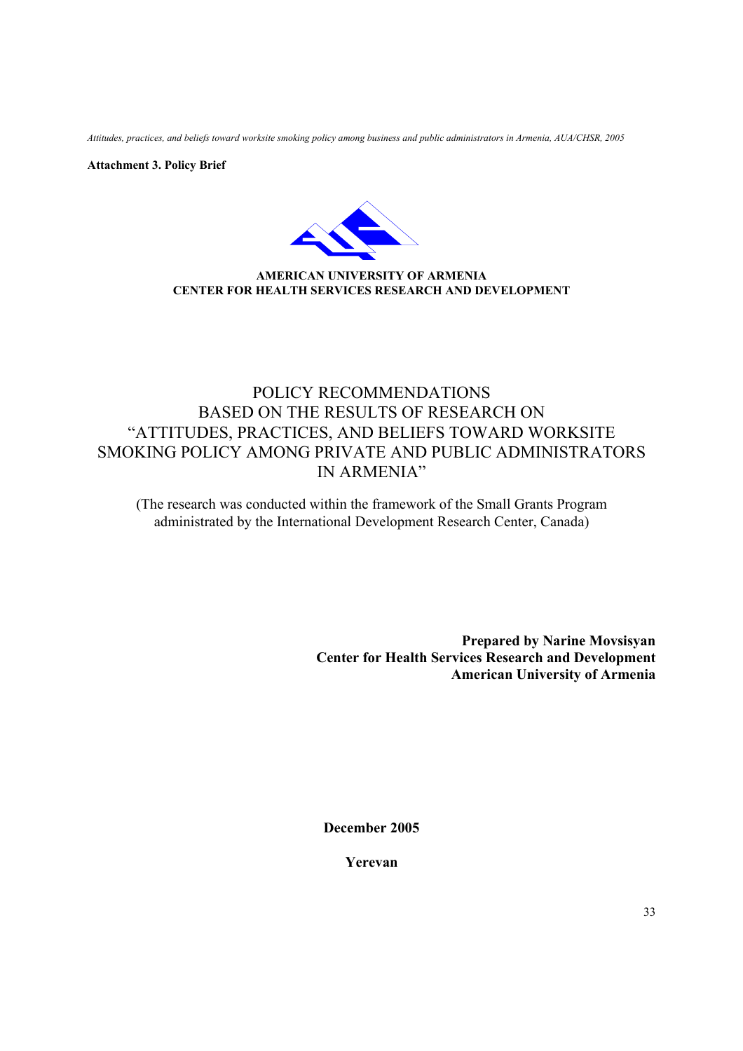**Attachment 3. Policy Brief**

**AMERICAN UNIVERSITY OF ARMENIA**
**CENTER FOR HEALTH SERVICES RESEARCH AND DEVELOPMENT**

# POLICY RECOMMENDATIONS BASED ON THE RESULTS OF RESEARCH ON "ATTITUDES, PRACTICES, AND BELIEFS TOWARD WORKSITE SMOKING POLICY AMONG PRIVATE AND PUBLIC ADMINISTRATORS IN ARMENIA"

(The research was conducted within the framework of the Small Grants Program administrated by the International Development Research Center, Canada)

**Prepared by Narine Movsisyan**
**Center for Health Services Research and Development**
**American University of Armenia**

**December 2005**

**Yerevan**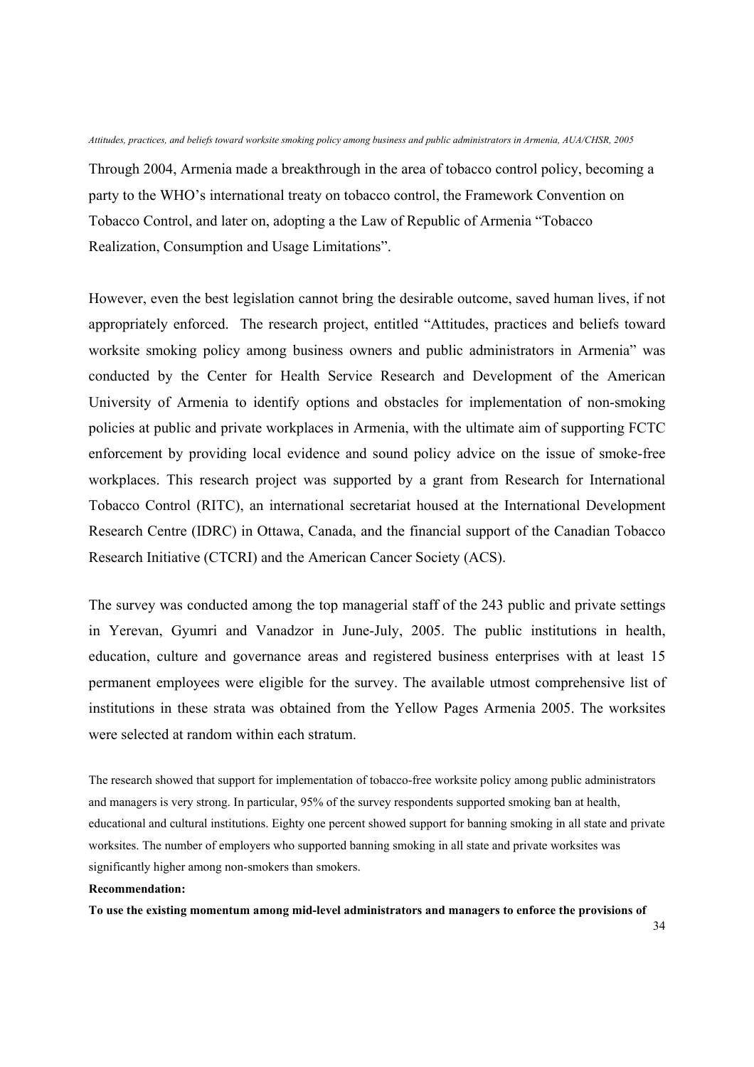Through 2004, Armenia made a breakthrough in the area of tobacco control policy, becoming a party to the WHO's international treaty on tobacco control, the Framework Convention on Tobacco Control, and later on, adopting a the Law of Republic of Armenia "Tobacco Realization, Consumption and Usage Limitations".

However, even the best legislation cannot bring the desirable outcome, saved human lives, if not appropriately enforced. The research project, entitled "Attitudes, practices and beliefs toward worksite smoking policy among business owners and public administrators in Armenia" was conducted by the Center for Health Service Research and Development of the American University of Armenia to identify options and obstacles for implementation of non-smoking policies at public and private workplaces in Armenia, with the ultimate aim of supporting FCTC enforcement by providing local evidence and sound policy advice on the issue of smoke-free workplaces. This research project was supported by a grant from Research for International Tobacco Control (RITC), an international secretariat housed at the International Development Research Centre (IDRC) in Ottawa, Canada, and the financial support of the Canadian Tobacco Research Initiative (CTCRI) and the American Cancer Society (ACS).

The survey was conducted among the top managerial staff of the 243 public and private settings in Yerevan, Gyumri and Vanadzor in June-July, 2005. The public institutions in health, education, culture and governance areas and registered business enterprises with at least 15 permanent employees were eligible for the survey. The available utmost comprehensive list of institutions in these strata was obtained from the Yellow Pages Armenia 2005. The worksites were selected at random within each stratum.

The research showed that support for implementation of tobacco-free worksite policy among public administrators and managers is very strong. In particular, 95% of the survey respondents supported smoking ban at health, educational and cultural institutions. Eighty one percent showed support for banning smoking in all state and private worksites. The number of employers who supported banning smoking in all state and private worksites was significantly higher among non-smokers than smokers.

**Recommendation:**

**To use the existing momentum among mid-level administrators and managers to enforce the provisions of**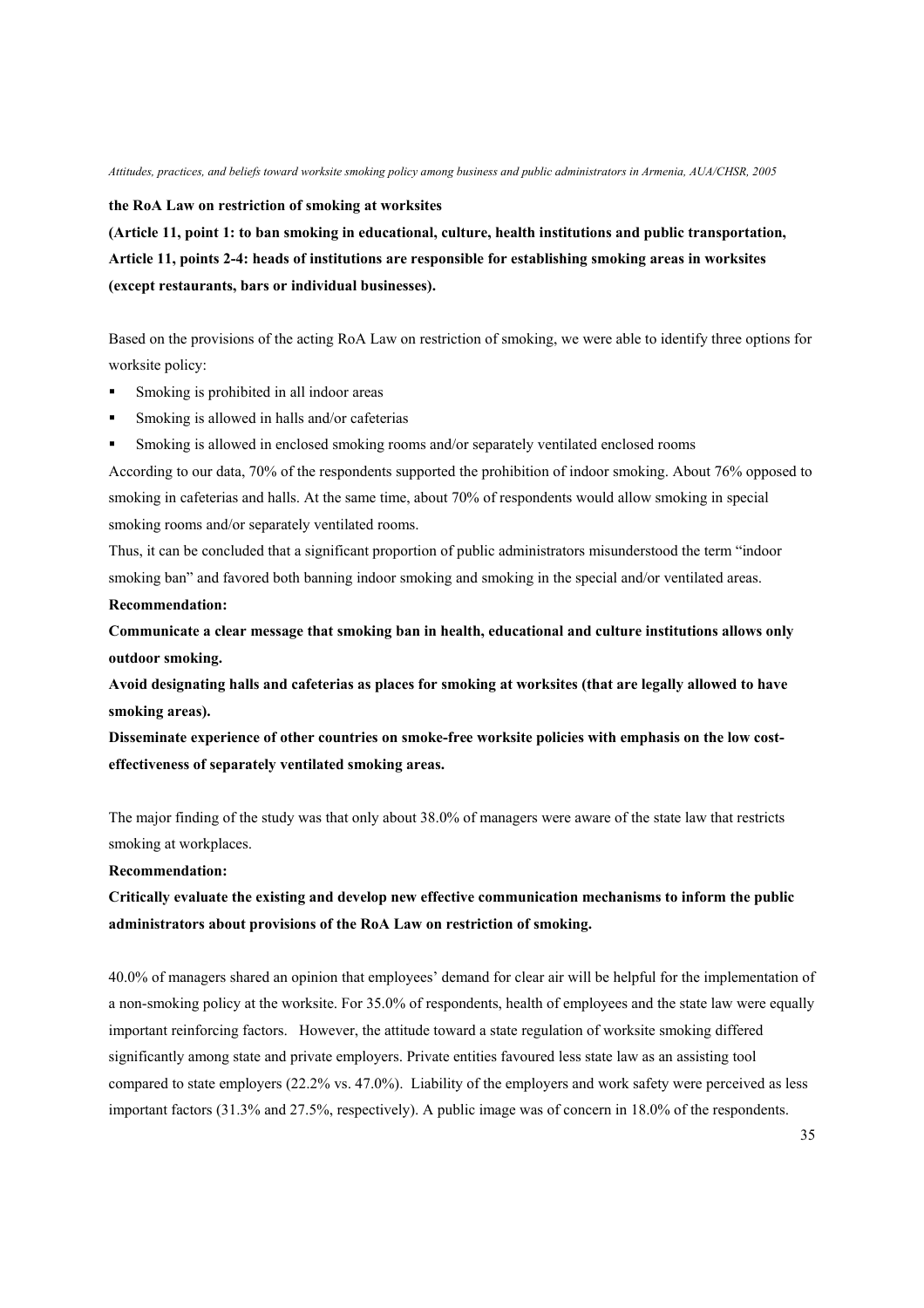**the RoA Law on restriction of smoking at worksites**

**(Article 11, point 1: to ban smoking in educational, culture, health institutions and public transportation, Article 11, points 2-4: heads of institutions are responsible for establishing smoking areas in worksites (except restaurants, bars or individual businesses).**

Based on the provisions of the acting RoA Law on restriction of smoking, we were able to identify three options for worksite policy:

- Smoking is prohibited in all indoor areas
- Smoking is allowed in halls and/or cafeterias
- Smoking is allowed in enclosed smoking rooms and/or separately ventilated enclosed rooms

According to our data, 70% of the respondents supported the prohibition of indoor smoking. About 76% opposed to smoking in cafeterias and halls. At the same time, about 70% of respondents would allow smoking in special smoking rooms and/or separately ventilated rooms.

Thus, it can be concluded that a significant proportion of public administrators misunderstood the term "indoor smoking ban" and favored both banning indoor smoking and smoking in the special and/or ventilated areas.

**Recommendation:**

**Communicate a clear message that smoking ban in health, educational and culture institutions allows only outdoor smoking.**

**Avoid designating halls and cafeterias as places for smoking at worksites (that are legally allowed to have smoking areas).**

**Disseminate experience of other countries on smoke-free worksite policies with emphasis on the low cost-effectiveness of separately ventilated smoking areas.**

The major finding of the study was that only about 38.0% of managers were aware of the state law that restricts smoking at workplaces.

**Recommendation:**

**Critically evaluate the existing and develop new effective communication mechanisms to inform the public administrators about provisions of the RoA Law on restriction of smoking.**

40.0% of managers shared an opinion that employees' demand for clear air will be helpful for the implementation of a non-smoking policy at the worksite. For 35.0% of respondents, health of employees and the state law were equally important reinforcing factors. However, the attitude toward a state regulation of worksite smoking differed significantly among state and private employers. Private entities favoured less state law as an assisting tool compared to state employers (22.2% vs. 47.0%). Liability of the employers and work safety were perceived as less important factors (31.3% and 27.5%, respectively). A public image was of concern in 18.0% of the respondents.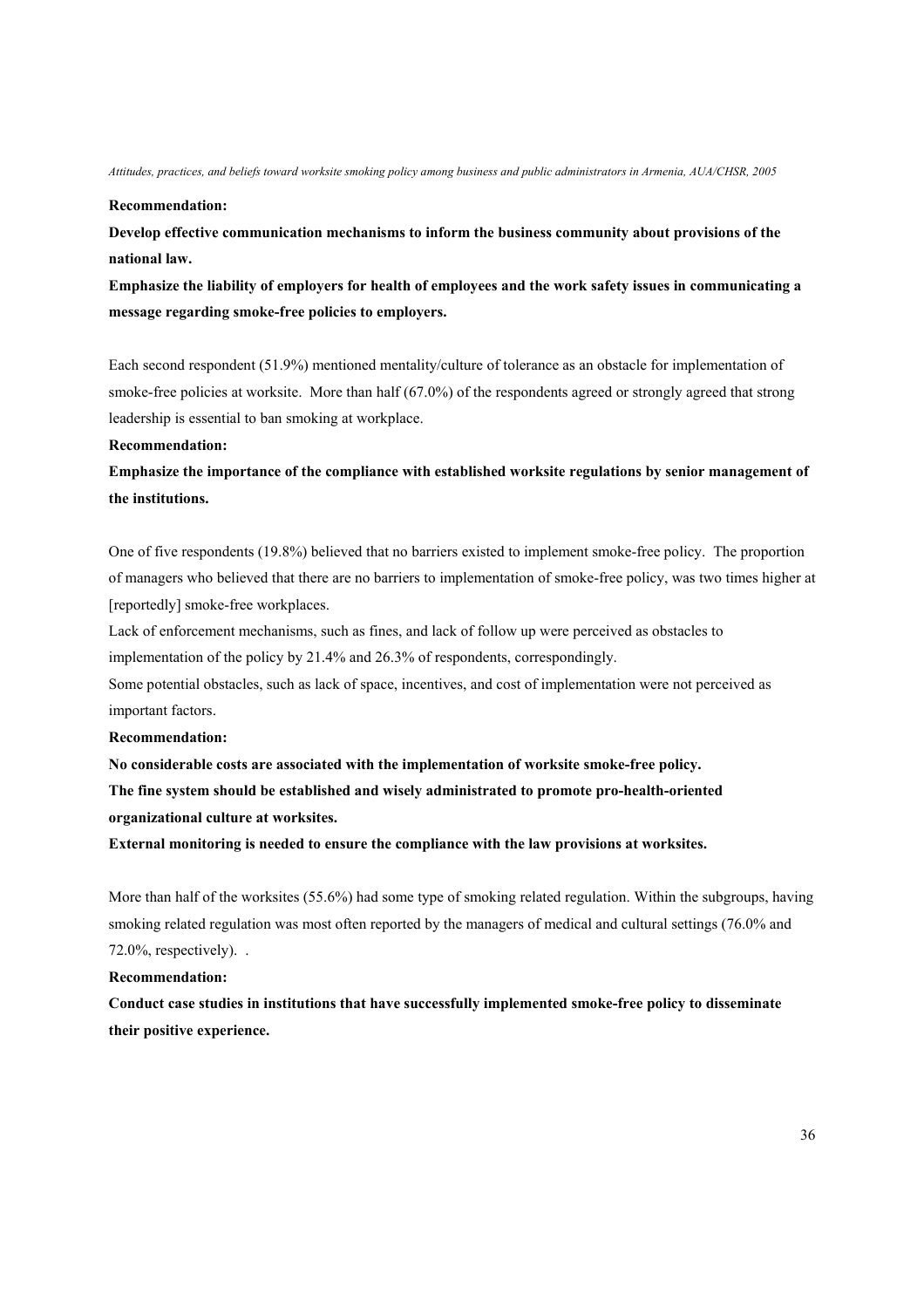**Recommendation:**

**Develop effective communication mechanisms to inform the business community about provisions of the national law.**

**Emphasize the liability of employers for health of employees and the work safety issues in communicating a message regarding smoke-free policies to employers.**

Each second respondent (51.9%) mentioned mentality/culture of tolerance as an obstacle for implementation of smoke-free policies at worksite. More than half (67.0%) of the respondents agreed or strongly agreed that strong leadership is essential to ban smoking at workplace.

**Recommendation:**

**Emphasize the importance of the compliance with established worksite regulations by senior management of the institutions.**

One of five respondents (19.8%) believed that no barriers existed to implement smoke-free policy. The proportion of managers who believed that there are no barriers to implementation of smoke-free policy, was two times higher at [reportedly] smoke-free workplaces.

Lack of enforcement mechanisms, such as fines, and lack of follow up were perceived as obstacles to implementation of the policy by 21.4% and 26.3% of respondents, correspondingly.

Some potential obstacles, such as lack of space, incentives, and cost of implementation were not perceived as important factors.

**Recommendation:**

**No considerable costs are associated with the implementation of worksite smoke-free policy.**

**The fine system should be established and wisely administrated to promote pro-health-oriented organizational culture at worksites.**

**External monitoring is needed to ensure the compliance with the law provisions at worksites.**

More than half of the worksites (55.6%) had some type of smoking related regulation. Within the subgroups, having smoking related regulation was most often reported by the managers of medical and cultural settings (76.0% and 72.0%, respectively). .

**Recommendation:**

**Conduct case studies in institutions that have successfully implemented smoke-free policy to disseminate their positive experience.**